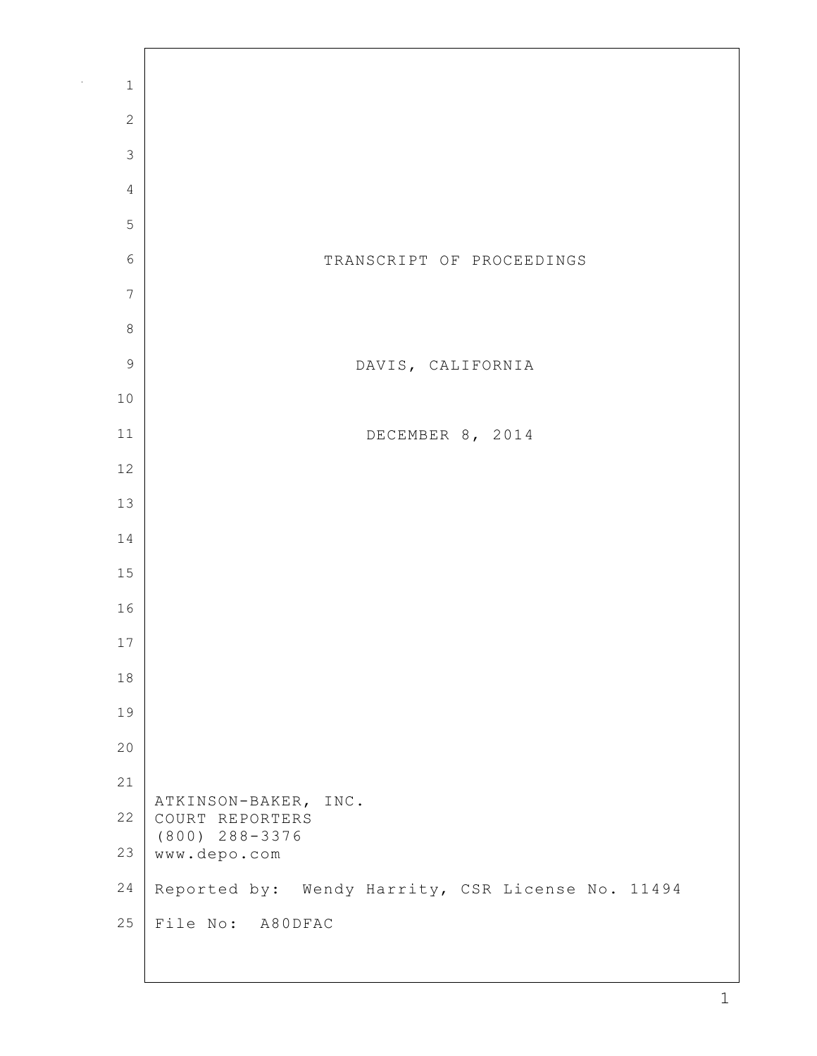# TRANSCRIPT OF PROCEEDINGS

DAVIS, CALIFORNIA

DECEMBER 8, 2014

ATKINSON-BAKER, INC.
COURT REPORTERS
(800) 288-3376
www.depo.com

Reported by: Wendy Harrity, CSR License No. 11494

File No: A80DFAC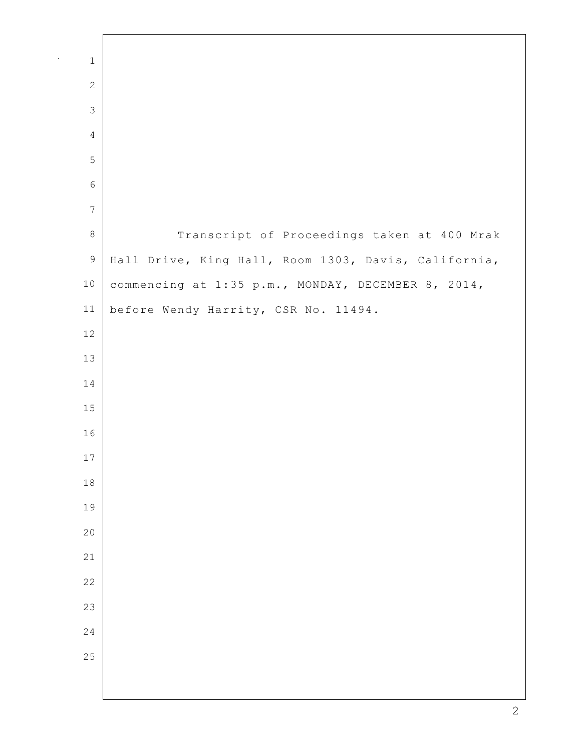Transcript of Proceedings taken at 400 Mrak Hall Drive, King Hall, Room 1303, Davis, California, commencing at 1:35 p.m., MONDAY, DECEMBER 8, 2014, before Wendy Harrity, CSR No. 11494.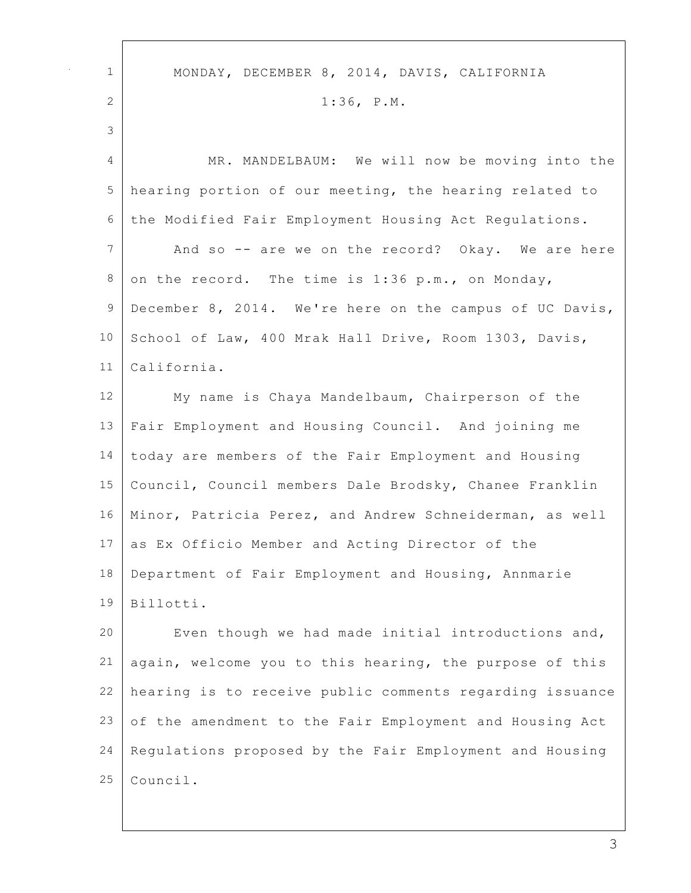MONDAY, DECEMBER 8, 2014, DAVIS, CALIFORNIA

1:36, P.M.

MR. MANDELBAUM: We will now be moving into the hearing portion of our meeting, the hearing related to the Modified Fair Employment Housing Act Regulations.

And so -- are we on the record? Okay. We are here on the record. The time is 1:36 p.m., on Monday, December 8, 2014. We're here on the campus of UC Davis, School of Law, 400 Mrak Hall Drive, Room 1303, Davis, California.

My name is Chaya Mandelbaum, Chairperson of the Fair Employment and Housing Council. And joining me today are members of the Fair Employment and Housing Council, Council members Dale Brodsky, Chanee Franklin Minor, Patricia Perez, and Andrew Schneiderman, as well as Ex Officio Member and Acting Director of the Department of Fair Employment and Housing, Annmarie Billotti.

Even though we had made initial introductions and, again, welcome you to this hearing, the purpose of this hearing is to receive public comments regarding issuance of the amendment to the Fair Employment and Housing Act Regulations proposed by the Fair Employment and Housing Council.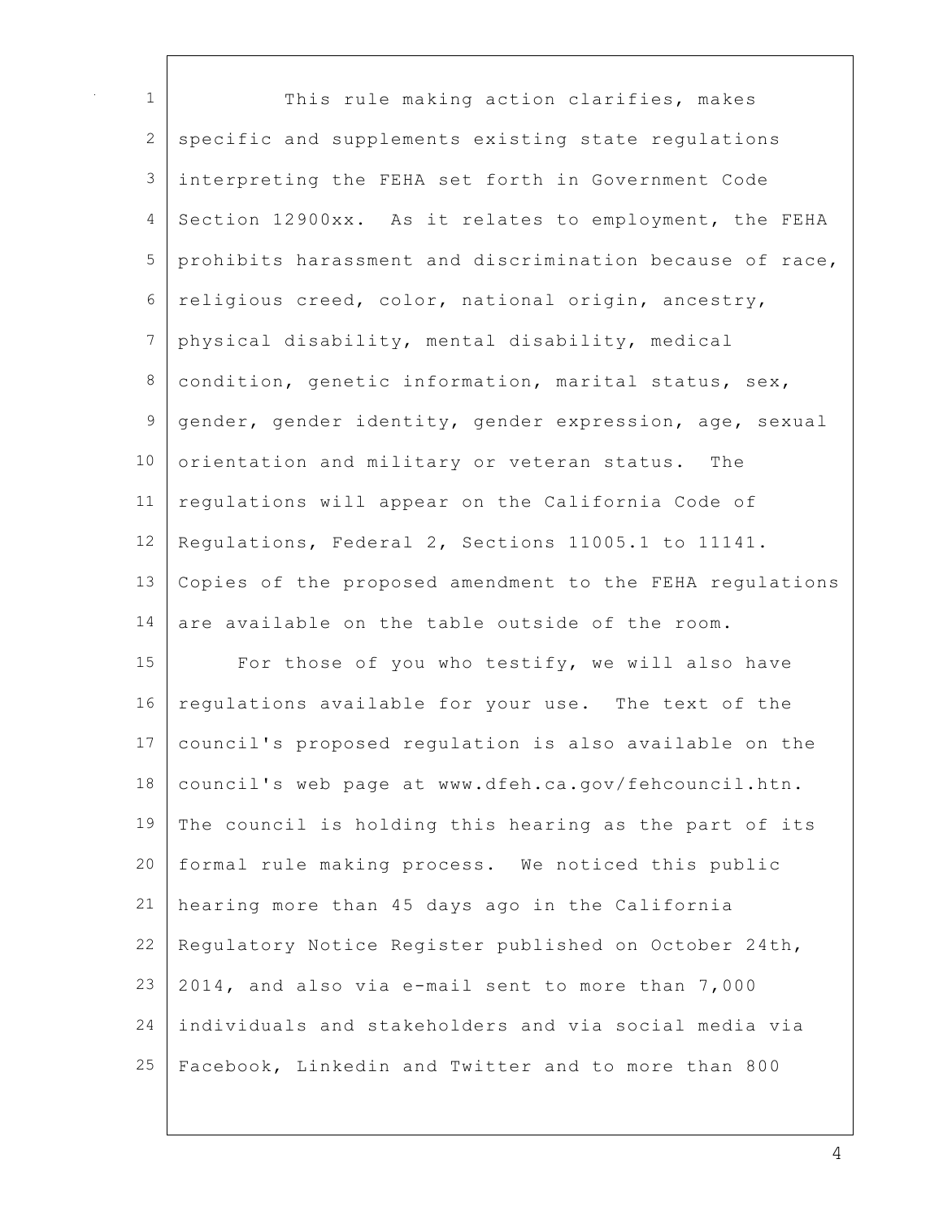This rule making action clarifies, makes specific and supplements existing state regulations interpreting the FEHA set forth in Government Code Section 12900xx. As it relates to employment, the FEHA prohibits harassment and discrimination because of race, religious creed, color, national origin, ancestry, physical disability, mental disability, medical condition, genetic information, marital status, sex, gender, gender identity, gender expression, age, sexual orientation and military or veteran status. The regulations will appear on the California Code of Regulations, Federal 2, Sections 11005.1 to 11141. Copies of the proposed amendment to the FEHA regulations are available on the table outside of the room.

For those of you who testify, we will also have regulations available for your use. The text of the council's proposed regulation is also available on the council's web page at www.dfeh.ca.gov/fehcouncil.htn. The council is holding this hearing as the part of its formal rule making process. We noticed this public hearing more than 45 days ago in the California Regulatory Notice Register published on October 24th, 2014, and also via e-mail sent to more than 7,000 individuals and stakeholders and via social media via Facebook, Linkedin and Twitter and to more than 800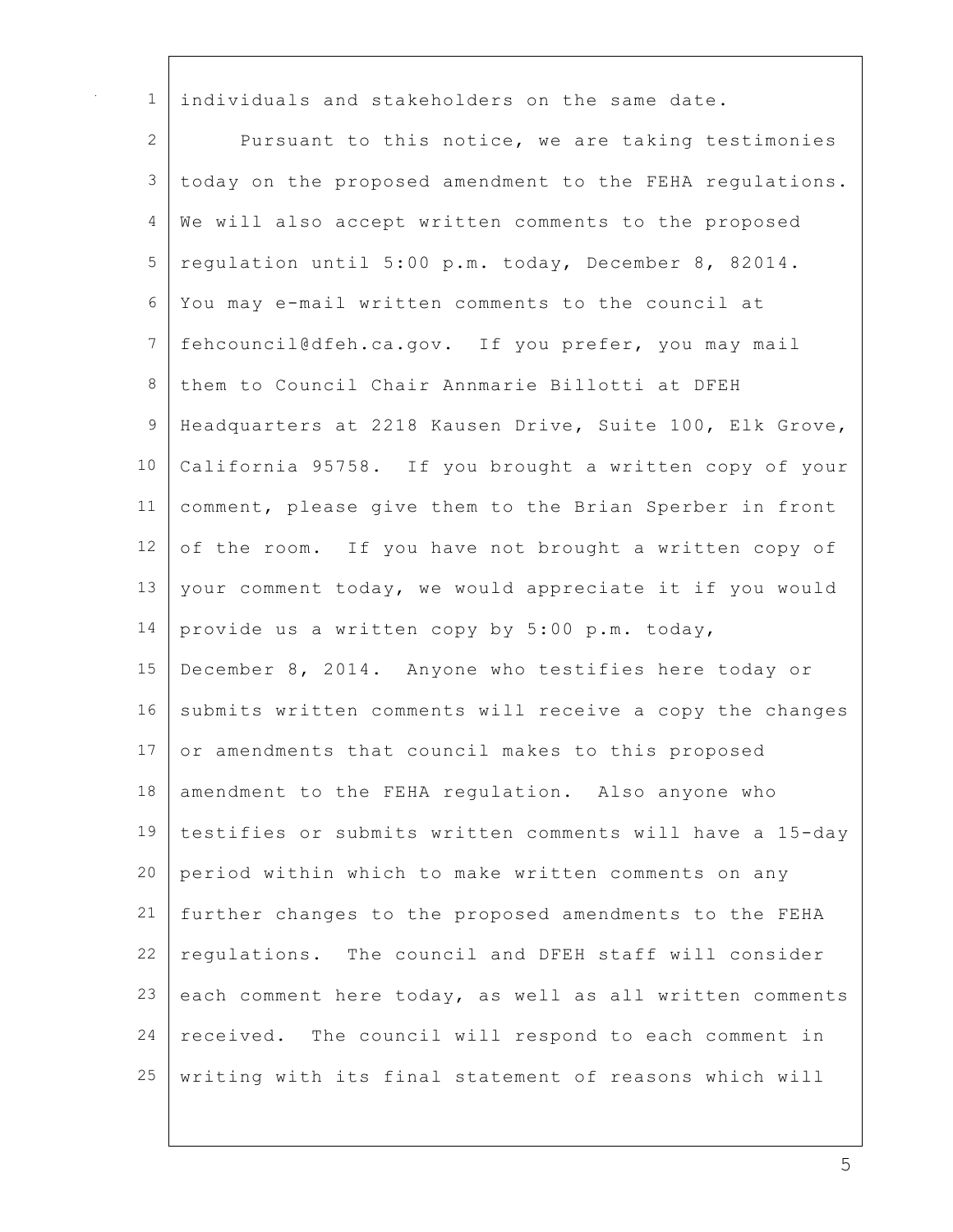individuals and stakeholders on the same date.

Pursuant to this notice, we are taking testimonies today on the proposed amendment to the FEHA regulations. We will also accept written comments to the proposed regulation until 5:00 p.m. today, December 8, 82014. You may e-mail written comments to the council at fehcouncil@dfeh.ca.gov. If you prefer, you may mail them to Council Chair Annmarie Billotti at DFEH Headquarters at 2218 Kausen Drive, Suite 100, Elk Grove, California 95758. If you brought a written copy of your comment, please give them to the Brian Sperber in front of the room. If you have not brought a written copy of your comment today, we would appreciate it if you would provide us a written copy by 5:00 p.m. today, December 8, 2014. Anyone who testifies here today or submits written comments will receive a copy the changes or amendments that council makes to this proposed amendment to the FEHA regulation. Also anyone who testifies or submits written comments will have a 15-day period within which to make written comments on any further changes to the proposed amendments to the FEHA regulations. The council and DFEH staff will consider each comment here today, as well as all written comments received. The council will respond to each comment in writing with its final statement of reasons which will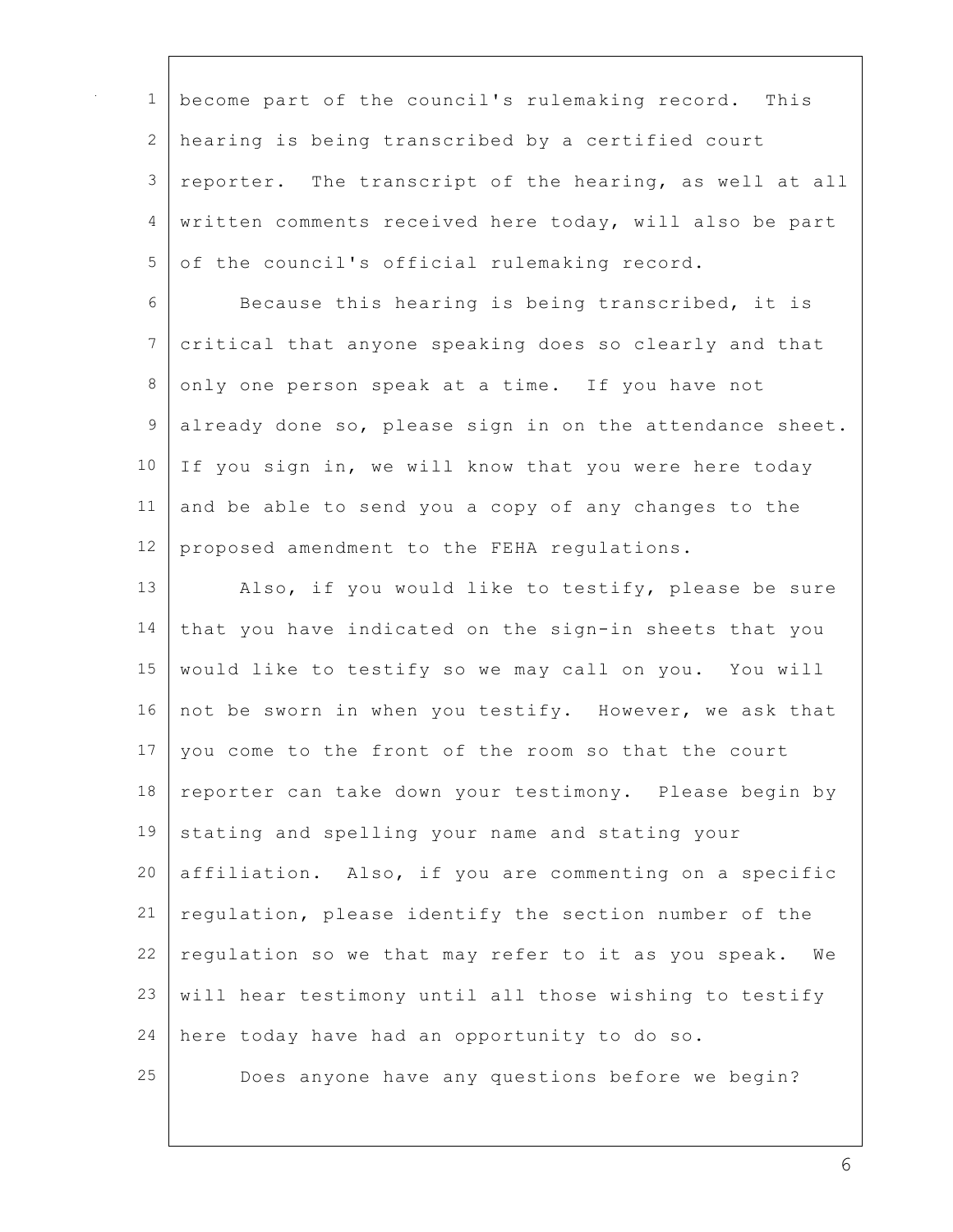become part of the council's rulemaking record. This hearing is being transcribed by a certified court reporter. The transcript of the hearing, as well at all written comments received here today, will also be part of the council's official rulemaking record.

Because this hearing is being transcribed, it is critical that anyone speaking does so clearly and that only one person speak at a time. If you have not already done so, please sign in on the attendance sheet. If you sign in, we will know that you were here today and be able to send you a copy of any changes to the proposed amendment to the FEHA regulations.

Also, if you would like to testify, please be sure that you have indicated on the sign-in sheets that you would like to testify so we may call on you. You will not be sworn in when you testify. However, we ask that you come to the front of the room so that the court reporter can take down your testimony. Please begin by stating and spelling your name and stating your affiliation. Also, if you are commenting on a specific regulation, please identify the section number of the regulation so we that may refer to it as you speak. We will hear testimony until all those wishing to testify here today have had an opportunity to do so.

Does anyone have any questions before we begin?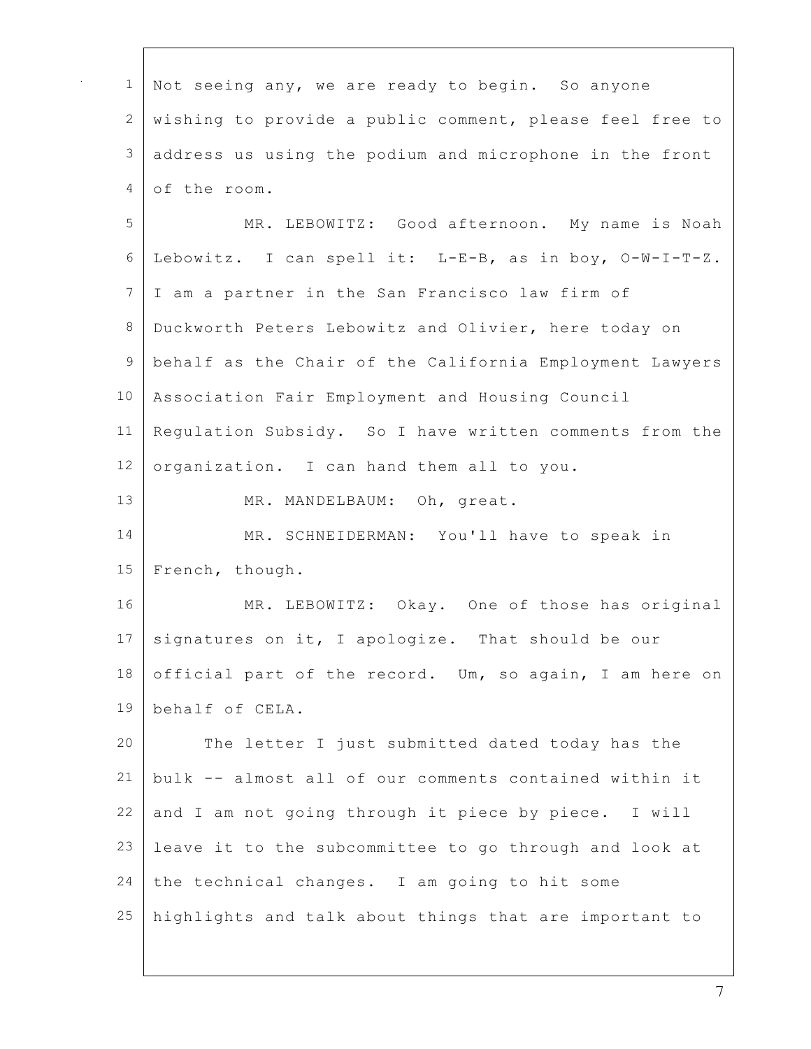Not seeing any, we are ready to begin. So anyone wishing to provide a public comment, please feel free to address us using the podium and microphone in the front of the room.

MR. LEBOWITZ: Good afternoon. My name is Noah Lebowitz. I can spell it: L-E-B, as in boy, O-W-I-T-Z. I am a partner in the San Francisco law firm of Duckworth Peters Lebowitz and Olivier, here today on behalf as the Chair of the California Employment Lawyers Association Fair Employment and Housing Council Regulation Subsidy. So I have written comments from the organization. I can hand them all to you.

MR. MANDELBAUM: Oh, great.

MR. SCHNEIDERMAN: You'll have to speak in French, though.

MR. LEBOWITZ: Okay. One of those has original signatures on it, I apologize. That should be our official part of the record. Um, so again, I am here on behalf of CELA.

The letter I just submitted dated today has the bulk -- almost all of our comments contained within it and I am not going through it piece by piece. I will leave it to the subcommittee to go through and look at the technical changes. I am going to hit some highlights and talk about things that are important to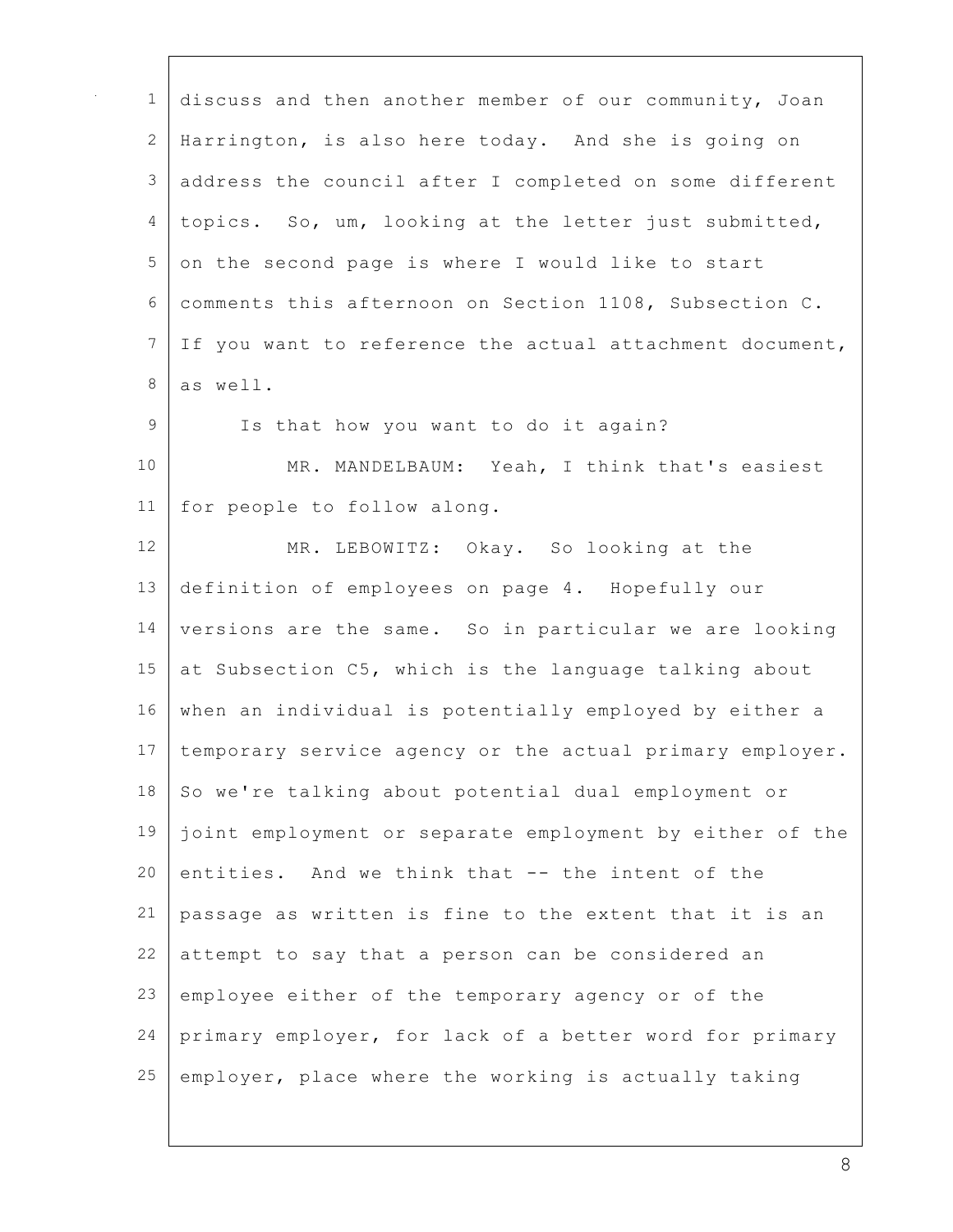discuss and then another member of our community, Joan Harrington, is also here today. And she is going on address the council after I completed on some different topics. So, um, looking at the letter just submitted, on the second page is where I would like to start comments this afternoon on Section 1108, Subsection C. If you want to reference the actual attachment document, as well.

Is that how you want to do it again?

MR. MANDELBAUM: Yeah, I think that's easiest for people to follow along.

MR. LEBOWITZ: Okay. So looking at the definition of employees on page 4. Hopefully our versions are the same. So in particular we are looking at Subsection C5, which is the language talking about when an individual is potentially employed by either a temporary service agency or the actual primary employer. So we're talking about potential dual employment or joint employment or separate employment by either of the entities. And we think that -- the intent of the passage as written is fine to the extent that it is an attempt to say that a person can be considered an employee either of the temporary agency or of the primary employer, for lack of a better word for primary employer, place where the working is actually taking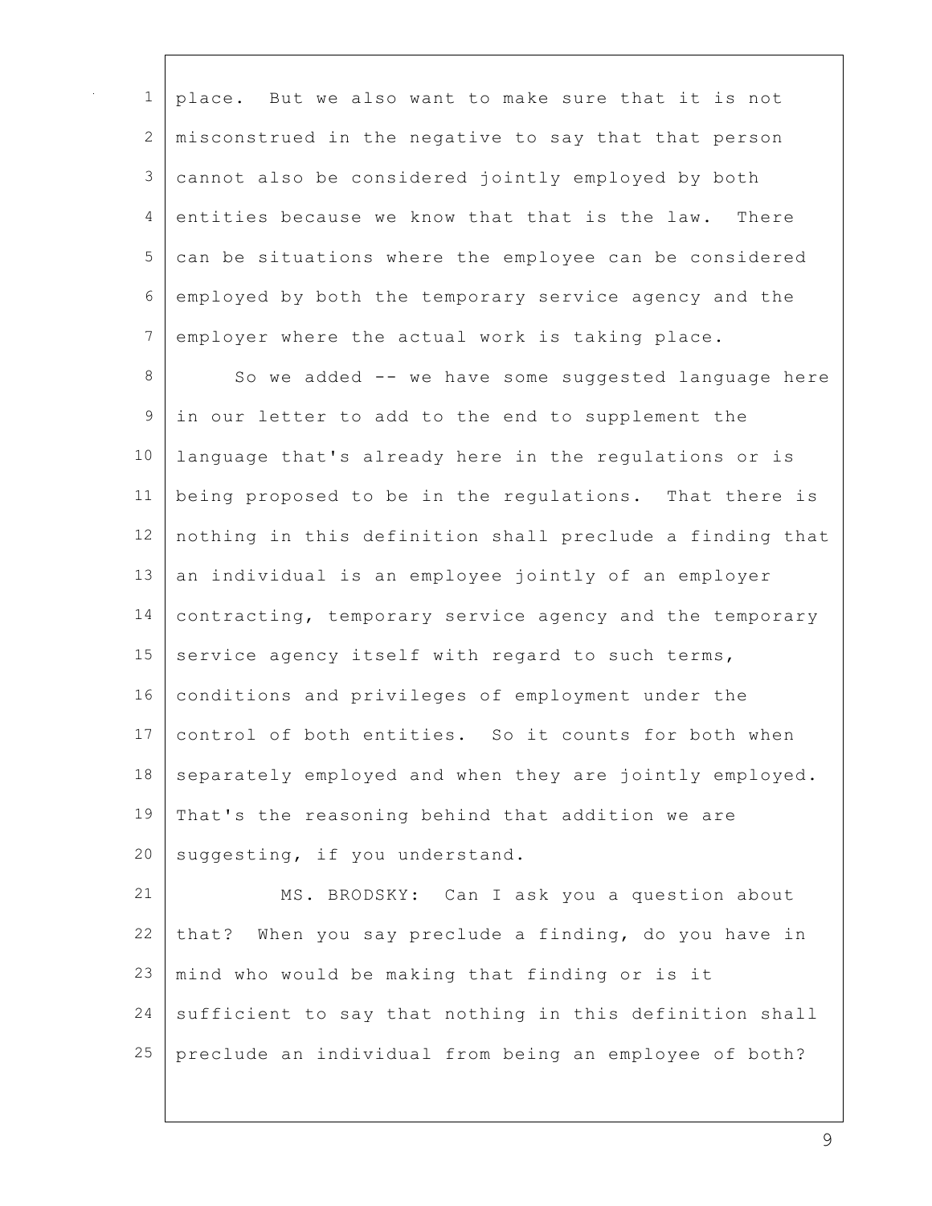place. But we also want to make sure that it is not misconstrued in the negative to say that that person cannot also be considered jointly employed by both entities because we know that that is the law. There can be situations where the employee can be considered employed by both the temporary service agency and the employer where the actual work is taking place.

So we added -- we have some suggested language here in our letter to add to the end to supplement the language that's already here in the regulations or is being proposed to be in the regulations. That there is nothing in this definition shall preclude a finding that an individual is an employee jointly of an employer contracting, temporary service agency and the temporary service agency itself with regard to such terms, conditions and privileges of employment under the control of both entities. So it counts for both when separately employed and when they are jointly employed. That's the reasoning behind that addition we are suggesting, if you understand.

MS. BRODSKY: Can I ask you a question about that? When you say preclude a finding, do you have in mind who would be making that finding or is it sufficient to say that nothing in this definition shall preclude an individual from being an employee of both?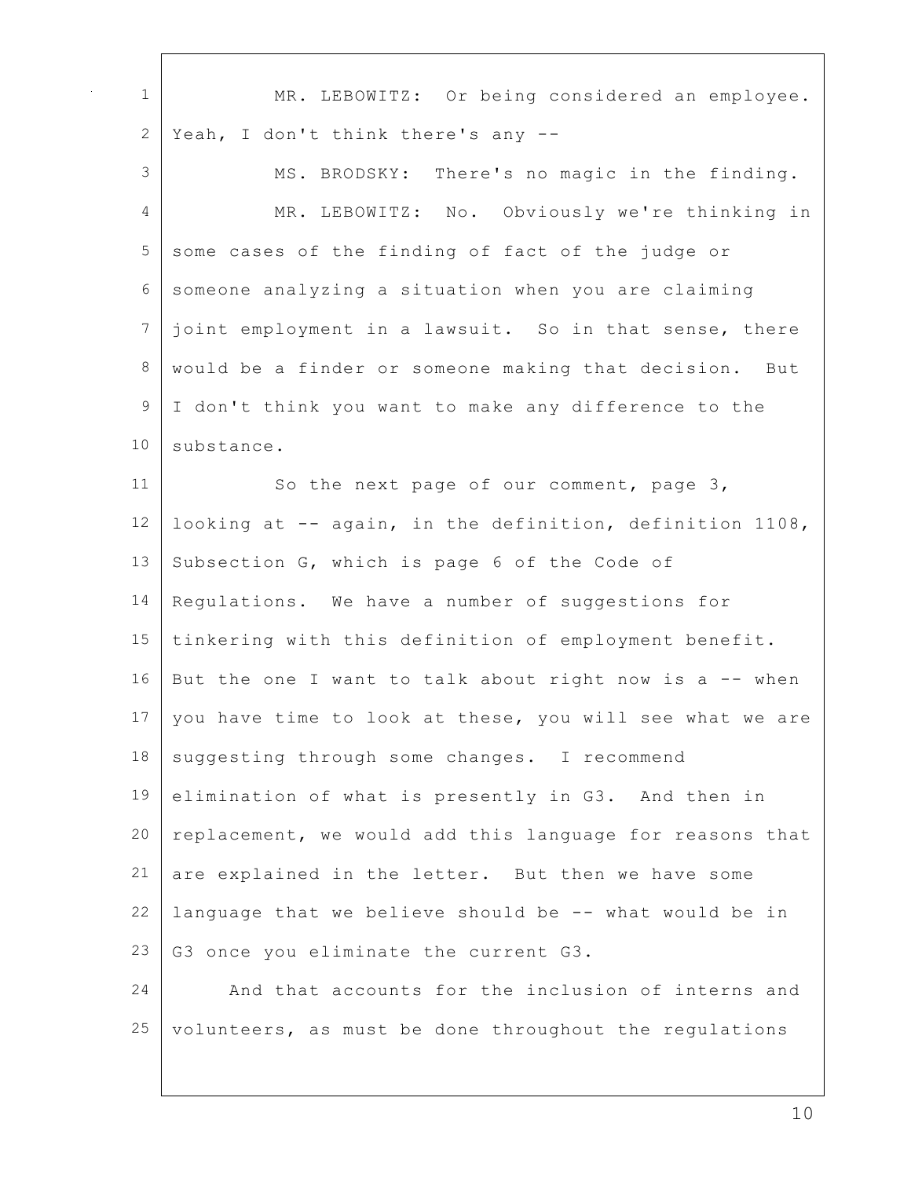MR. LEBOWITZ: Or being considered an employee. Yeah, I don't think there's any --

MS. BRODSKY: There's no magic in the finding.

MR. LEBOWITZ: No. Obviously we're thinking in some cases of the finding of fact of the judge or someone analyzing a situation when you are claiming joint employment in a lawsuit. So in that sense, there would be a finder or someone making that decision. But I don't think you want to make any difference to the substance.

So the next page of our comment, page 3, looking at -- again, in the definition, definition 1108, Subsection G, which is page 6 of the Code of Regulations. We have a number of suggestions for tinkering with this definition of employment benefit. But the one I want to talk about right now is a -- when you have time to look at these, you will see what we are suggesting through some changes. I recommend elimination of what is presently in G3. And then in replacement, we would add this language for reasons that are explained in the letter. But then we have some language that we believe should be -- what would be in G3 once you eliminate the current G3.

And that accounts for the inclusion of interns and volunteers, as must be done throughout the regulations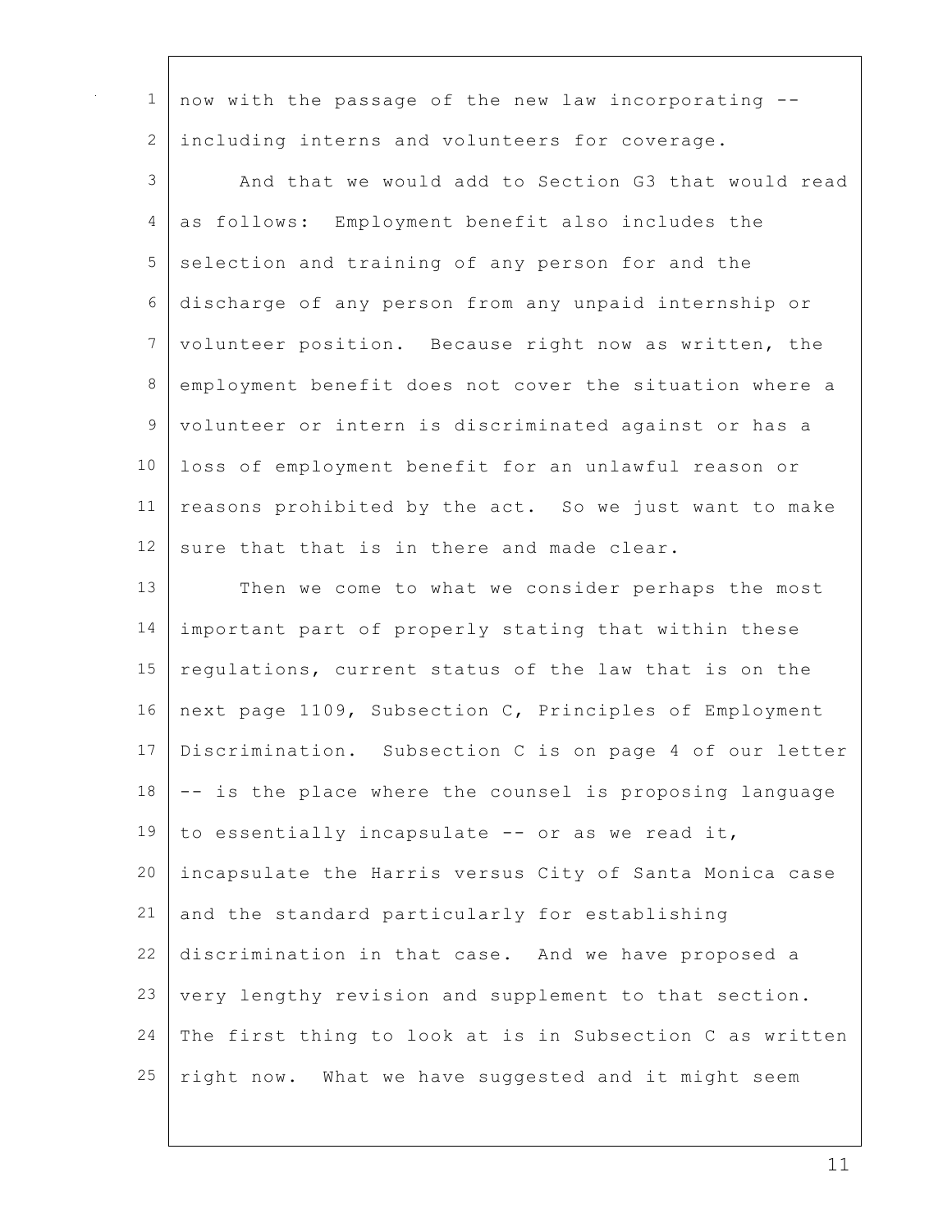now with the passage of the new law incorporating -- including interns and volunteers for coverage.

And that we would add to Section G3 that would read as follows: Employment benefit also includes the selection and training of any person for and the discharge of any person from any unpaid internship or volunteer position. Because right now as written, the employment benefit does not cover the situation where a volunteer or intern is discriminated against or has a loss of employment benefit for an unlawful reason or reasons prohibited by the act. So we just want to make sure that that is in there and made clear.

Then we come to what we consider perhaps the most important part of properly stating that within these regulations, current status of the law that is on the next page 1109, Subsection C, Principles of Employment Discrimination. Subsection C is on page 4 of our letter -- is the place where the counsel is proposing language to essentially incapsulate -- or as we read it, incapsulate the Harris versus City of Santa Monica case and the standard particularly for establishing discrimination in that case. And we have proposed a very lengthy revision and supplement to that section. The first thing to look at is in Subsection C as written right now. What we have suggested and it might seem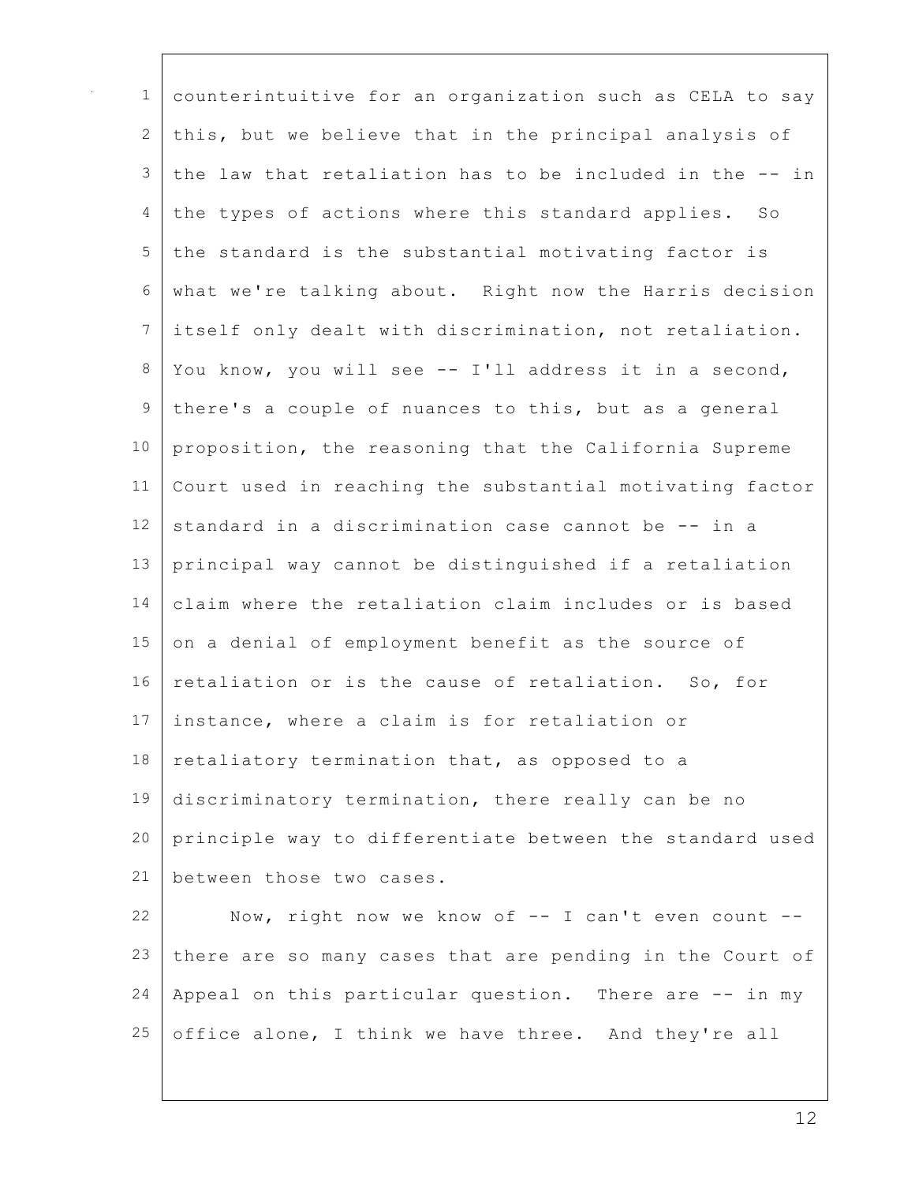counterintuitive for an organization such as CELA to say this, but we believe that in the principal analysis of the law that retaliation has to be included in the -- in the types of actions where this standard applies. So the standard is the substantial motivating factor is what we're talking about. Right now the Harris decision itself only dealt with discrimination, not retaliation. You know, you will see -- I'll address it in a second, there's a couple of nuances to this, but as a general proposition, the reasoning that the California Supreme Court used in reaching the substantial motivating factor standard in a discrimination case cannot be -- in a principal way cannot be distinguished if a retaliation claim where the retaliation claim includes or is based on a denial of employment benefit as the source of retaliation or is the cause of retaliation. So, for instance, where a claim is for retaliation or retaliatory termination that, as opposed to a discriminatory termination, there really can be no principle way to differentiate between the standard used between those two cases.

Now, right now we know of -- I can't even count -- there are so many cases that are pending in the Court of Appeal on this particular question. There are -- in my office alone, I think we have three. And they're all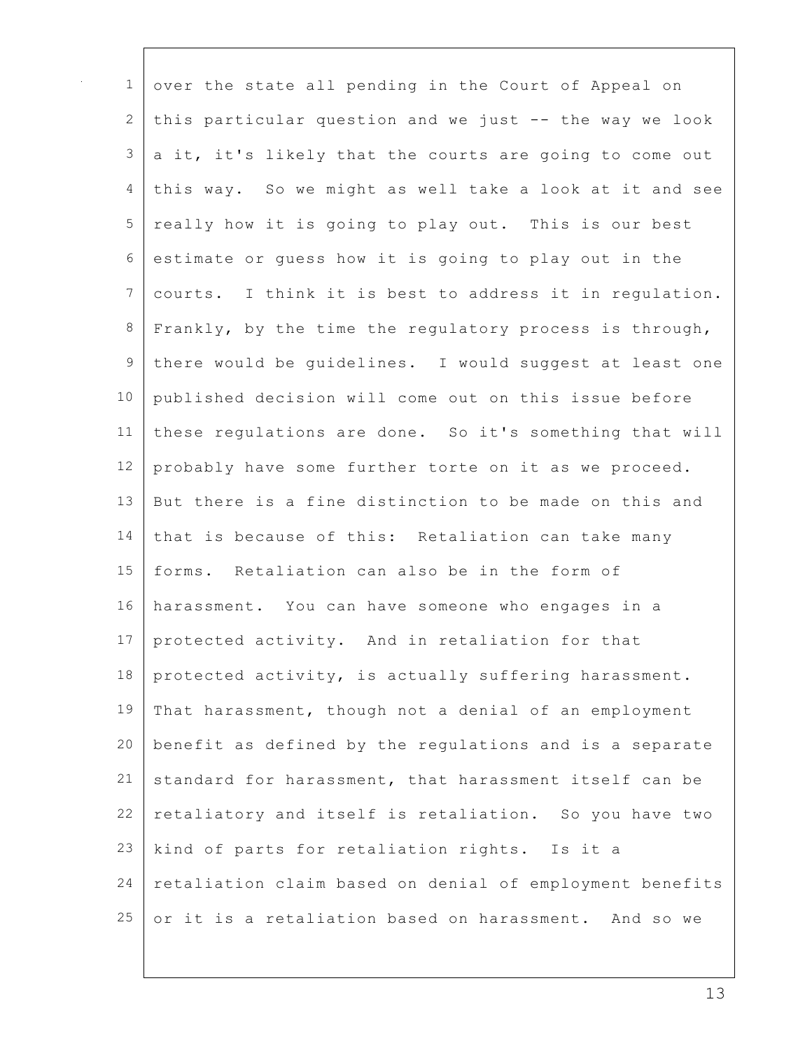over the state all pending in the Court of Appeal on this particular question and we just -- the way we look a it, it's likely that the courts are going to come out this way. So we might as well take a look at it and see really how it is going to play out. This is our best estimate or guess how it is going to play out in the courts. I think it is best to address it in regulation. Frankly, by the time the regulatory process is through, there would be guidelines. I would suggest at least one published decision will come out on this issue before these regulations are done. So it's something that will probably have some further torte on it as we proceed. But there is a fine distinction to be made on this and that is because of this: Retaliation can take many forms. Retaliation can also be in the form of harassment. You can have someone who engages in a protected activity. And in retaliation for that protected activity, is actually suffering harassment. That harassment, though not a denial of an employment benefit as defined by the regulations and is a separate standard for harassment, that harassment itself can be retaliatory and itself is retaliation. So you have two kind of parts for retaliation rights. Is it a retaliation claim based on denial of employment benefits or it is a retaliation based on harassment. And so we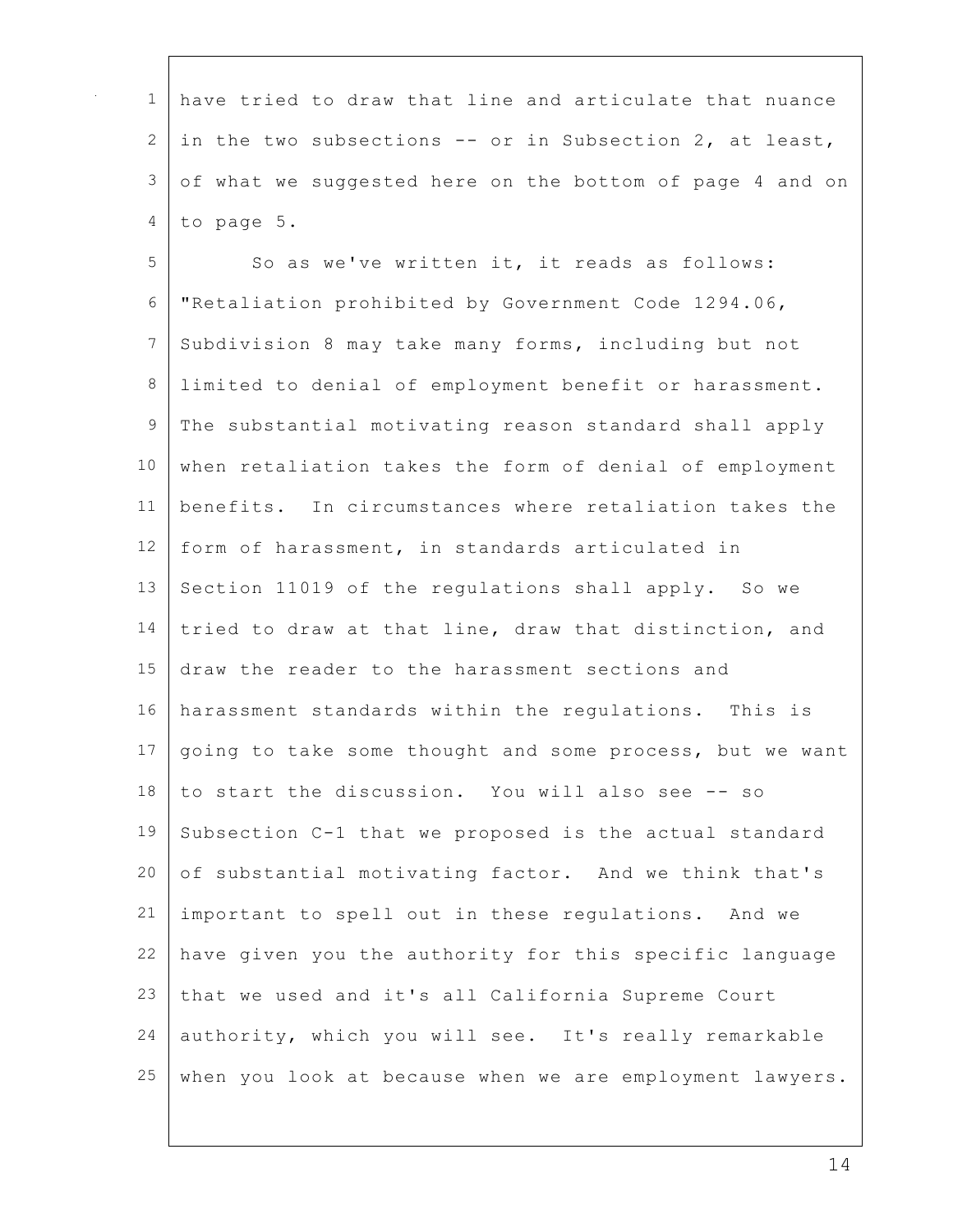have tried to draw that line and articulate that nuance in the two subsections -- or in Subsection 2, at least, of what we suggested here on the bottom of page 4 and on to page 5.

So as we've written it, it reads as follows: "Retaliation prohibited by Government Code 1294.06, Subdivision 8 may take many forms, including but not limited to denial of employment benefit or harassment. The substantial motivating reason standard shall apply when retaliation takes the form of denial of employment benefits. In circumstances where retaliation takes the form of harassment, in standards articulated in Section 11019 of the regulations shall apply. So we tried to draw at that line, draw that distinction, and draw the reader to the harassment sections and harassment standards within the regulations. This is going to take some thought and some process, but we want to start the discussion. You will also see -- so Subsection C-1 that we proposed is the actual standard of substantial motivating factor. And we think that's important to spell out in these regulations. And we have given you the authority for this specific language that we used and it's all California Supreme Court authority, which you will see. It's really remarkable when you look at because when we are employment lawyers.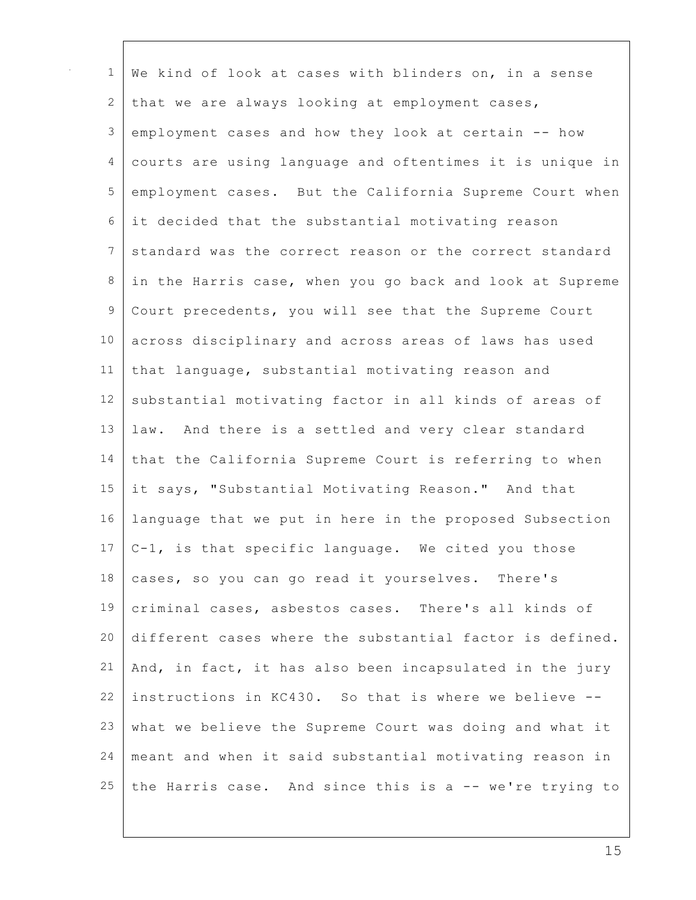We kind of look at cases with blinders on, in a sense that we are always looking at employment cases, employment cases and how they look at certain -- how courts are using language and oftentimes it is unique in employment cases. But the California Supreme Court when it decided that the substantial motivating reason standard was the correct reason or the correct standard in the Harris case, when you go back and look at Supreme Court precedents, you will see that the Supreme Court across disciplinary and across areas of laws has used that language, substantial motivating reason and substantial motivating factor in all kinds of areas of law. And there is a settled and very clear standard that the California Supreme Court is referring to when it says, "Substantial Motivating Reason." And that language that we put in here in the proposed Subsection C-1, is that specific language. We cited you those cases, so you can go read it yourselves. There's criminal cases, asbestos cases. There's all kinds of different cases where the substantial factor is defined. And, in fact, it has also been incapsulated in the jury instructions in KC430. So that is where we believe -- what we believe the Supreme Court was doing and what it meant and when it said substantial motivating reason in the Harris case. And since this is a -- we're trying to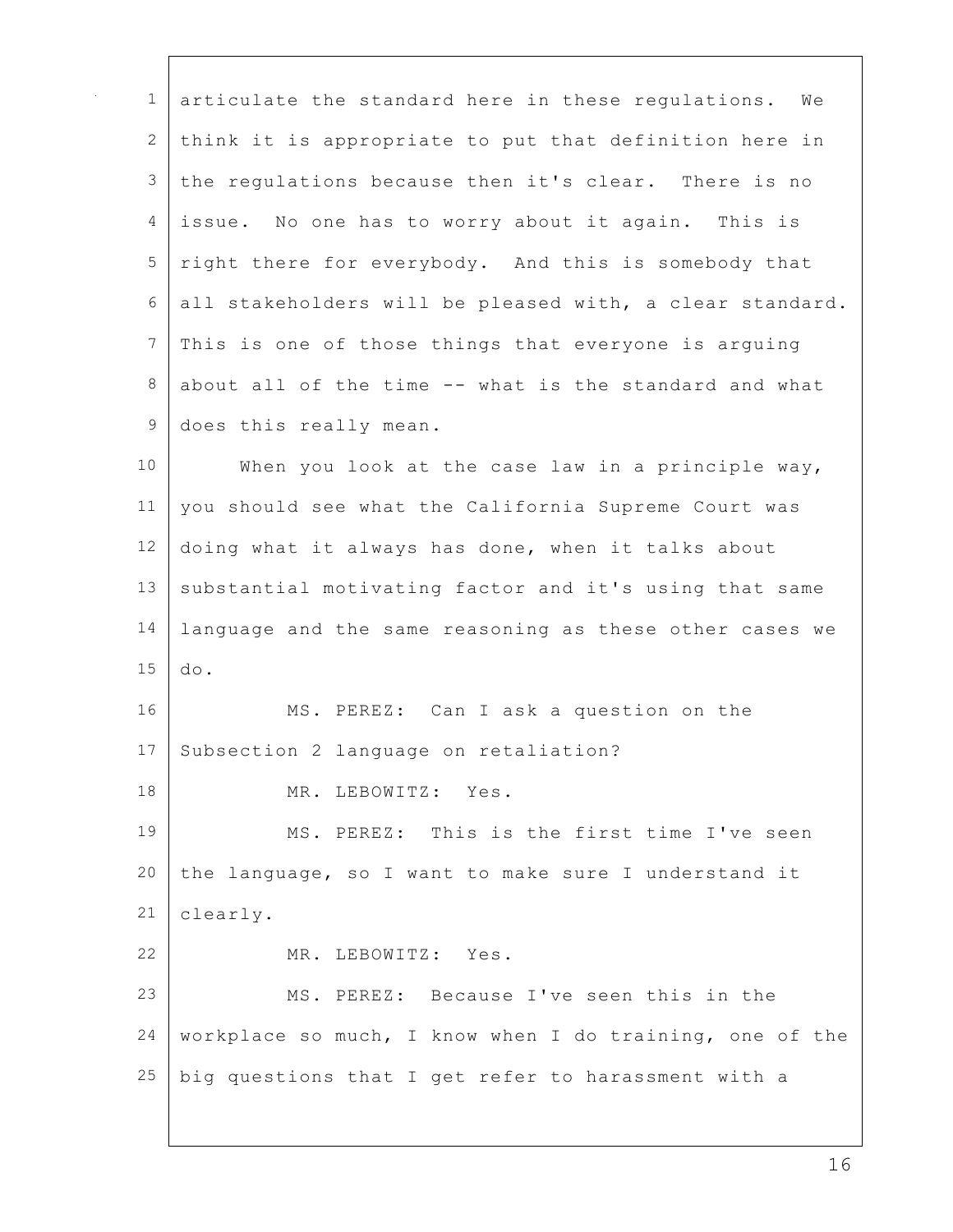articulate the standard here in these regulations. We think it is appropriate to put that definition here in the regulations because then it's clear. There is no issue. No one has to worry about it again. This is right there for everybody. And this is somebody that all stakeholders will be pleased with, a clear standard. This is one of those things that everyone is arguing about all of the time -- what is the standard and what does this really mean.

When you look at the case law in a principle way, you should see what the California Supreme Court was doing what it always has done, when it talks about substantial motivating factor and it's using that same language and the same reasoning as these other cases we do.

MS. PEREZ: Can I ask a question on the Subsection 2 language on retaliation?

MR. LEBOWITZ: Yes.

MS. PEREZ: This is the first time I've seen the language, so I want to make sure I understand it clearly.

MR. LEBOWITZ: Yes.

MS. PEREZ: Because I've seen this in the workplace so much, I know when I do training, one of the big questions that I get refer to harassment with a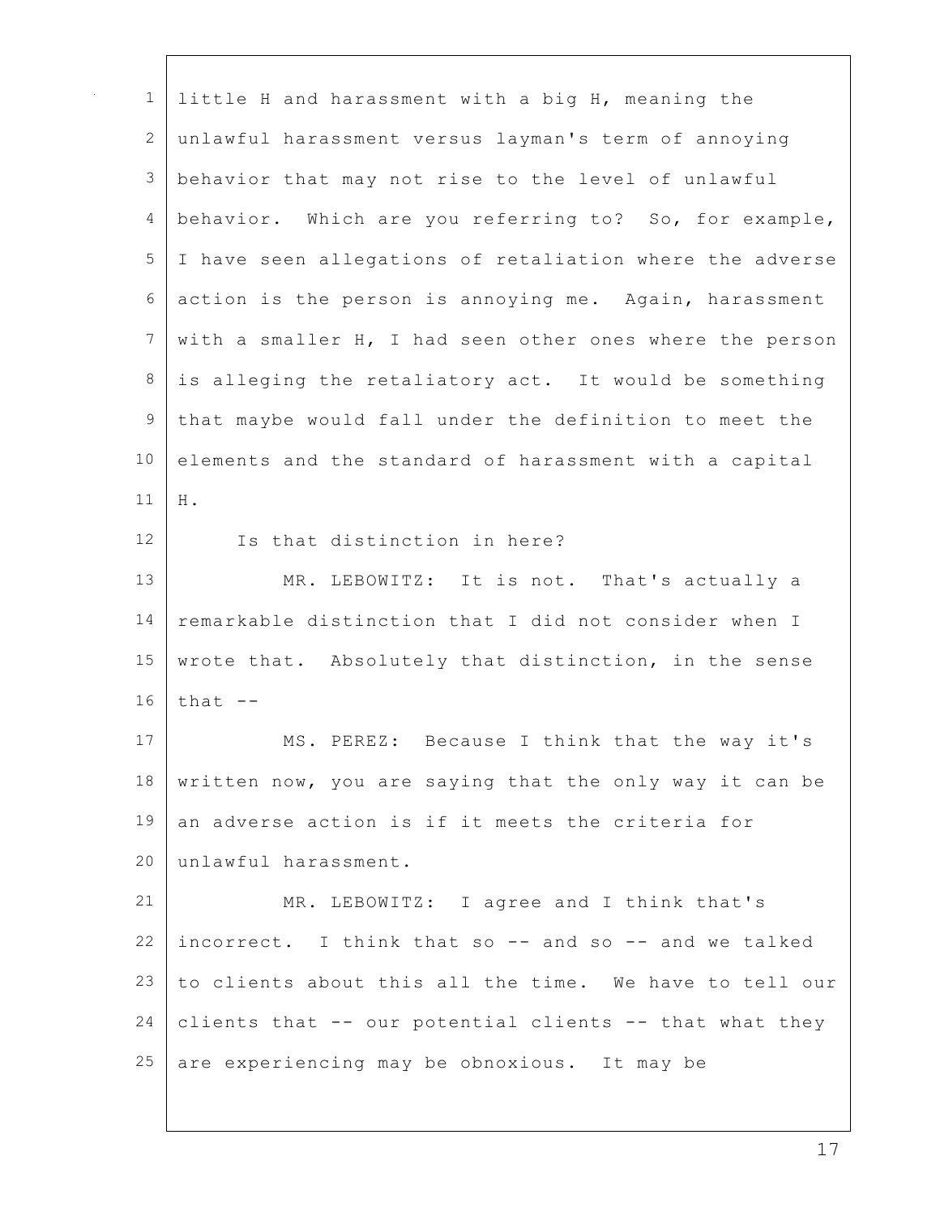little H and harassment with a big H, meaning the unlawful harassment versus layman's term of annoying behavior that may not rise to the level of unlawful behavior. Which are you referring to? So, for example, I have seen allegations of retaliation where the adverse action is the person is annoying me. Again, harassment with a smaller H, I had seen other ones where the person is alleging the retaliatory act. It would be something that maybe would fall under the definition to meet the elements and the standard of harassment with a capital H.

Is that distinction in here?

MR. LEBOWITZ: It is not. That's actually a remarkable distinction that I did not consider when I wrote that. Absolutely that distinction, in the sense that --

MS. PEREZ: Because I think that the way it's written now, you are saying that the only way it can be an adverse action is if it meets the criteria for unlawful harassment.

MR. LEBOWITZ: I agree and I think that's incorrect. I think that so -- and so -- and we talked to clients about this all the time. We have to tell our clients that -- our potential clients -- that what they are experiencing may be obnoxious. It may be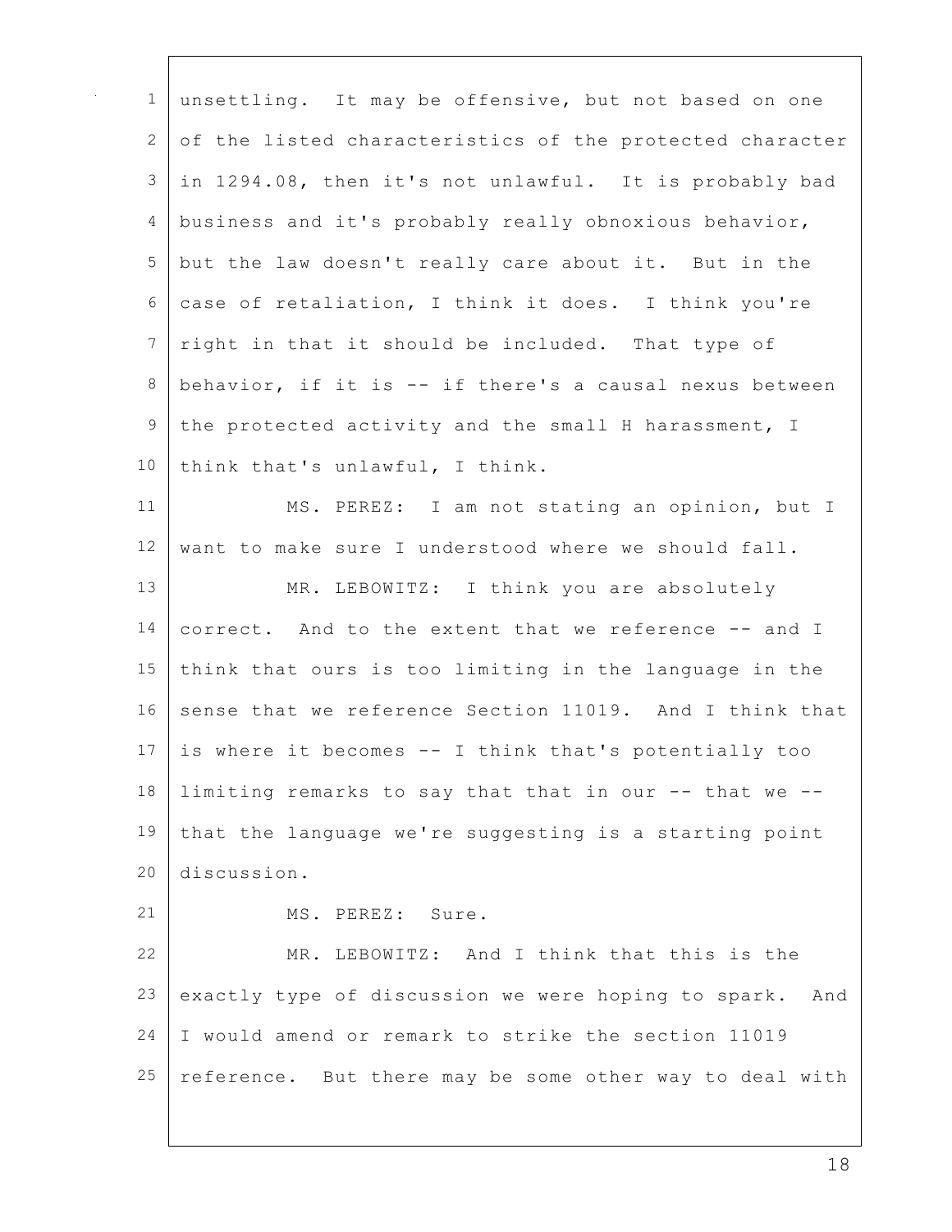unsettling. It may be offensive, but not based on one of the listed characteristics of the protected character in 1294.08, then it's not unlawful. It is probably bad business and it's probably really obnoxious behavior, but the law doesn't really care about it. But in the case of retaliation, I think it does. I think you're right in that it should be included. That type of behavior, if it is -- if there's a causal nexus between the protected activity and the small H harassment, I think that's unlawful, I think.

MS. PEREZ: I am not stating an opinion, but I want to make sure I understood where we should fall.

MR. LEBOWITZ: I think you are absolutely correct. And to the extent that we reference -- and I think that ours is too limiting in the language in the sense that we reference Section 11019. And I think that is where it becomes -- I think that's potentially too limiting remarks to say that that in our -- that we -- that the language we're suggesting is a starting point discussion.

MS. PEREZ: Sure.

MR. LEBOWITZ: And I think that this is the exactly type of discussion we were hoping to spark. And I would amend or remark to strike the section 11019 reference. But there may be some other way to deal with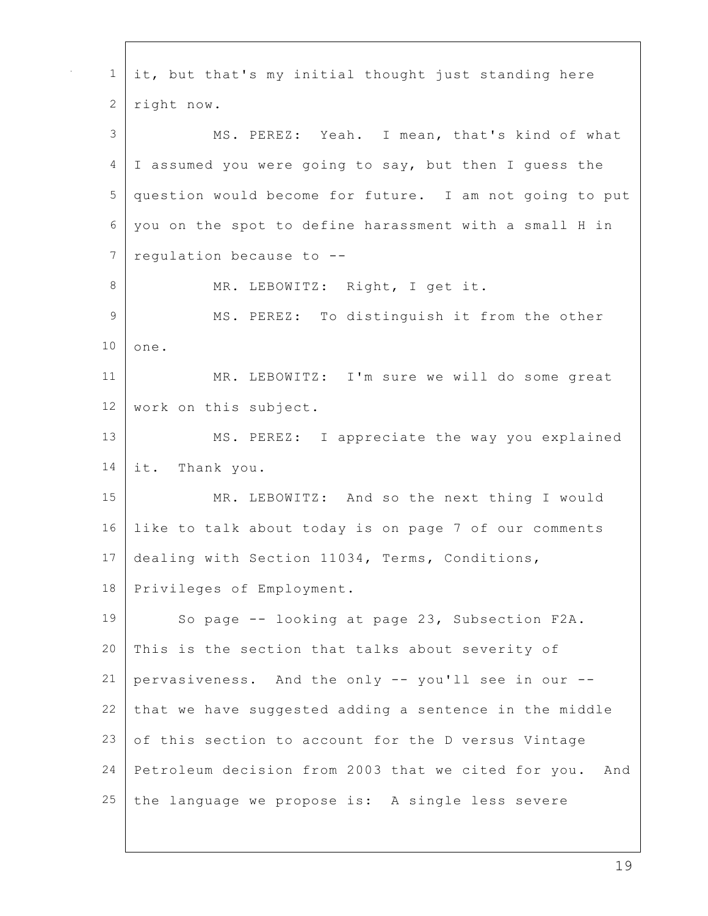it, but that's my initial thought just standing here right now.

MS. PEREZ: Yeah. I mean, that's kind of what I assumed you were going to say, but then I guess the question would become for future. I am not going to put you on the spot to define harassment with a small H in regulation because to --

MR. LEBOWITZ: Right, I get it.

MS. PEREZ: To distinguish it from the other one.

MR. LEBOWITZ: I'm sure we will do some great work on this subject.

MS. PEREZ: I appreciate the way you explained it. Thank you.

MR. LEBOWITZ: And so the next thing I would like to talk about today is on page 7 of our comments dealing with Section 11034, Terms, Conditions, Privileges of Employment.

So page -- looking at page 23, Subsection F2A. This is the section that talks about severity of pervasiveness. And the only -- you'll see in our -- that we have suggested adding a sentence in the middle of this section to account for the D versus Vintage Petroleum decision from 2003 that we cited for you. And the language we propose is: A single less severe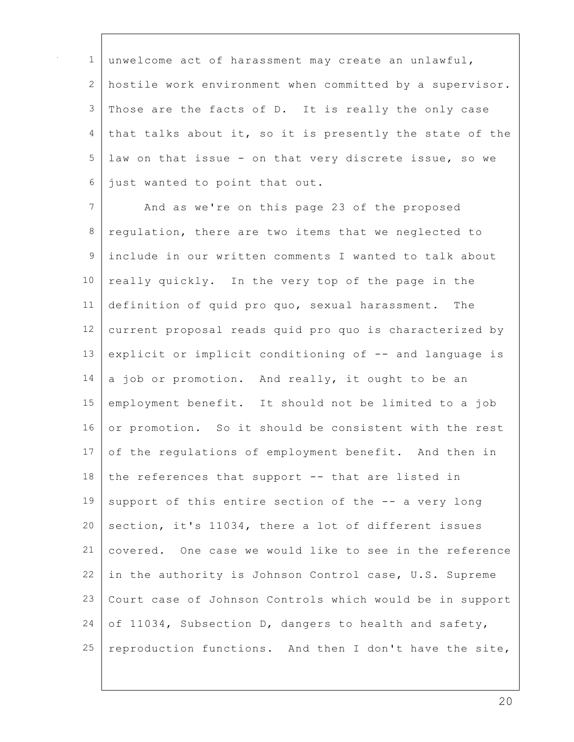unwelcome act of harassment may create an unlawful, hostile work environment when committed by a supervisor. Those are the facts of D. It is really the only case that talks about it, so it is presently the state of the law on that issue - on that very discrete issue, so we just wanted to point that out.

And as we're on this page 23 of the proposed regulation, there are two items that we neglected to include in our written comments I wanted to talk about really quickly. In the very top of the page in the definition of quid pro quo, sexual harassment. The current proposal reads quid pro quo is characterized by explicit or implicit conditioning of -- and language is a job or promotion. And really, it ought to be an employment benefit. It should not be limited to a job or promotion. So it should be consistent with the rest of the regulations of employment benefit. And then in the references that support -- that are listed in support of this entire section of the -- a very long section, it's 11034, there a lot of different issues covered. One case we would like to see in the reference in the authority is Johnson Control case, U.S. Supreme Court case of Johnson Controls which would be in support of 11034, Subsection D, dangers to health and safety, reproduction functions. And then I don't have the site,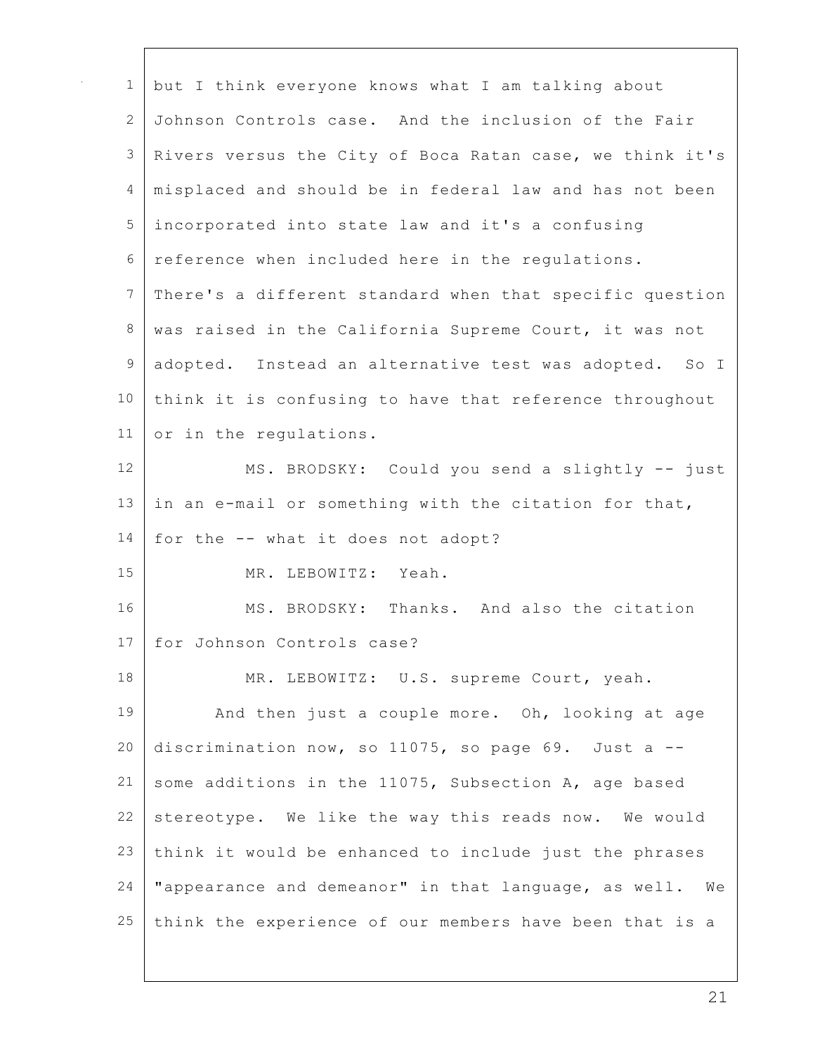but I think everyone knows what I am talking about Johnson Controls case. And the inclusion of the Fair Rivers versus the City of Boca Ratan case, we think it's misplaced and should be in federal law and has not been incorporated into state law and it's a confusing reference when included here in the regulations. There's a different standard when that specific question was raised in the California Supreme Court, it was not adopted. Instead an alternative test was adopted. So I think it is confusing to have that reference throughout or in the regulations.

MS. BRODSKY: Could you send a slightly -- just in an e-mail or something with the citation for that, for the -- what it does not adopt?

MR. LEBOWITZ: Yeah.

MS. BRODSKY: Thanks. And also the citation for Johnson Controls case?

MR. LEBOWITZ: U.S. supreme Court, yeah.

And then just a couple more. Oh, looking at age discrimination now, so 11075, so page 69. Just a -- some additions in the 11075, Subsection A, age based stereotype. We like the way this reads now. We would think it would be enhanced to include just the phrases "appearance and demeanor" in that language, as well. We think the experience of our members have been that is a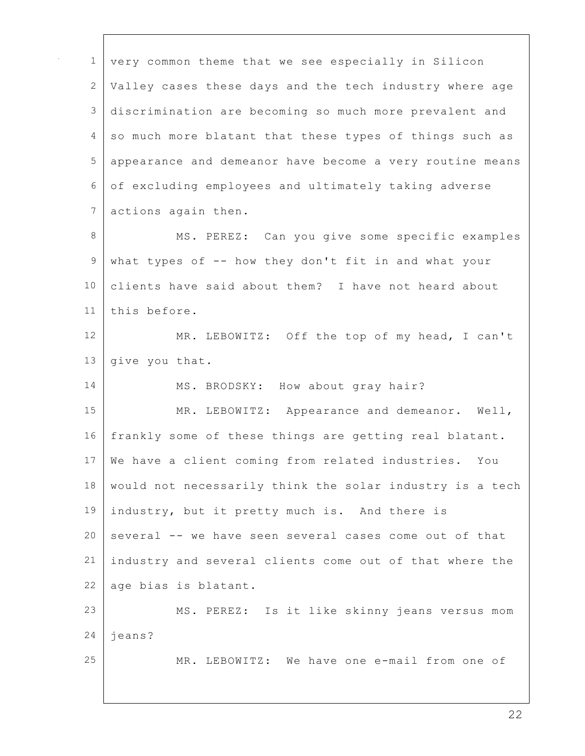very common theme that we see especially in Silicon Valley cases these days and the tech industry where age discrimination are becoming so much more prevalent and so much more blatant that these types of things such as appearance and demeanor have become a very routine means of excluding employees and ultimately taking adverse actions again then.

MS. PEREZ: Can you give some specific examples what types of -- how they don't fit in and what your clients have said about them? I have not heard about this before.

MR. LEBOWITZ: Off the top of my head, I can't give you that.

MS. BRODSKY: How about gray hair?

MR. LEBOWITZ: Appearance and demeanor. Well, frankly some of these things are getting real blatant. We have a client coming from related industries. You would not necessarily think the solar industry is a tech industry, but it pretty much is. And there is several -- we have seen several cases come out of that industry and several clients come out of that where the age bias is blatant.

MS. PEREZ: Is it like skinny jeans versus mom jeans?

MR. LEBOWITZ: We have one e-mail from one of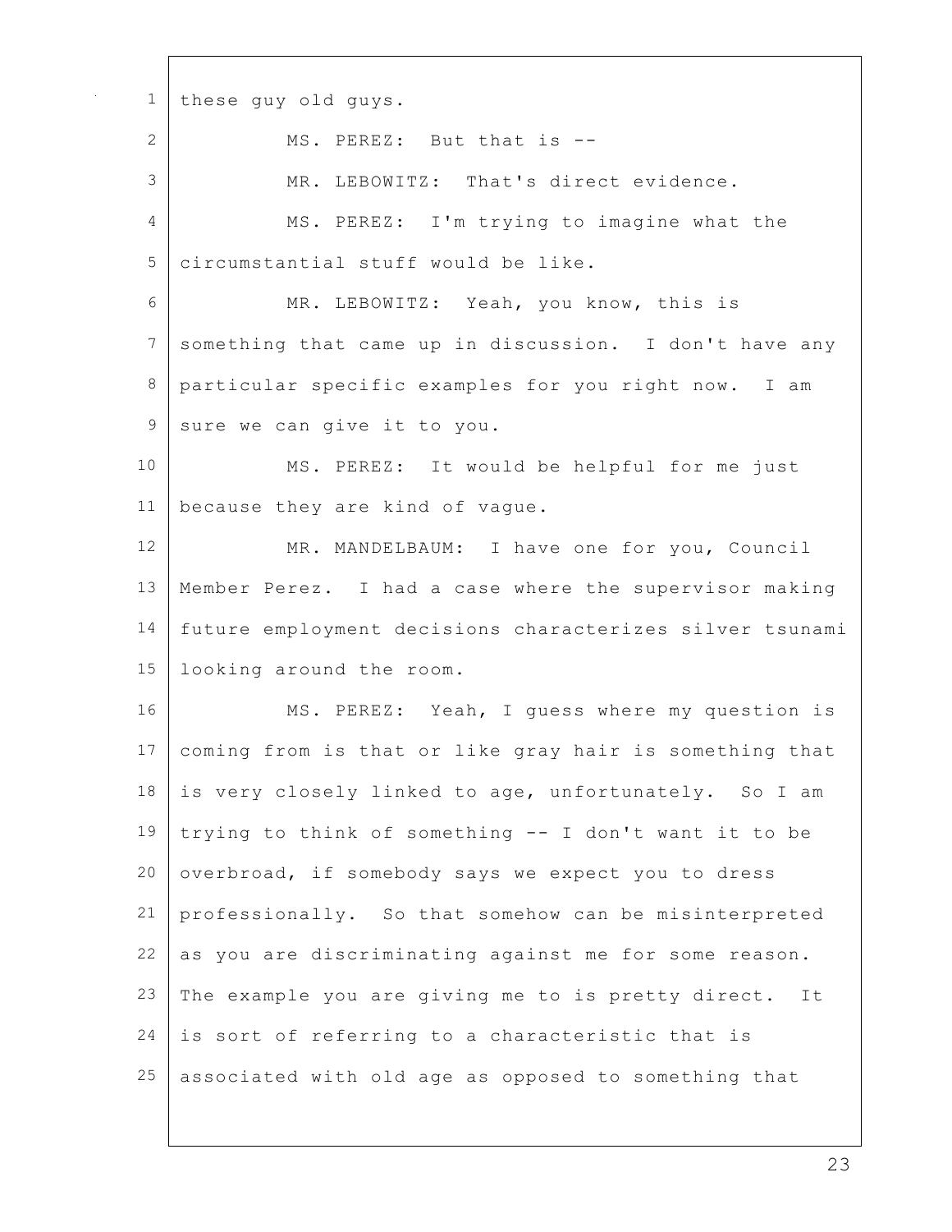these guy old guys.

MS. PEREZ: But that is --

MR. LEBOWITZ: That's direct evidence.

MS. PEREZ: I'm trying to imagine what the circumstantial stuff would be like.

MR. LEBOWITZ: Yeah, you know, this is something that came up in discussion. I don't have any particular specific examples for you right now. I am sure we can give it to you.

MS. PEREZ: It would be helpful for me just because they are kind of vague.

MR. MANDELBAUM: I have one for you, Council Member Perez. I had a case where the supervisor making future employment decisions characterizes silver tsunami looking around the room.

MS. PEREZ: Yeah, I guess where my question is coming from is that or like gray hair is something that is very closely linked to age, unfortunately. So I am trying to think of something -- I don't want it to be overbroad, if somebody says we expect you to dress professionally. So that somehow can be misinterpreted as you are discriminating against me for some reason. The example you are giving me to is pretty direct. It is sort of referring to a characteristic that is associated with old age as opposed to something that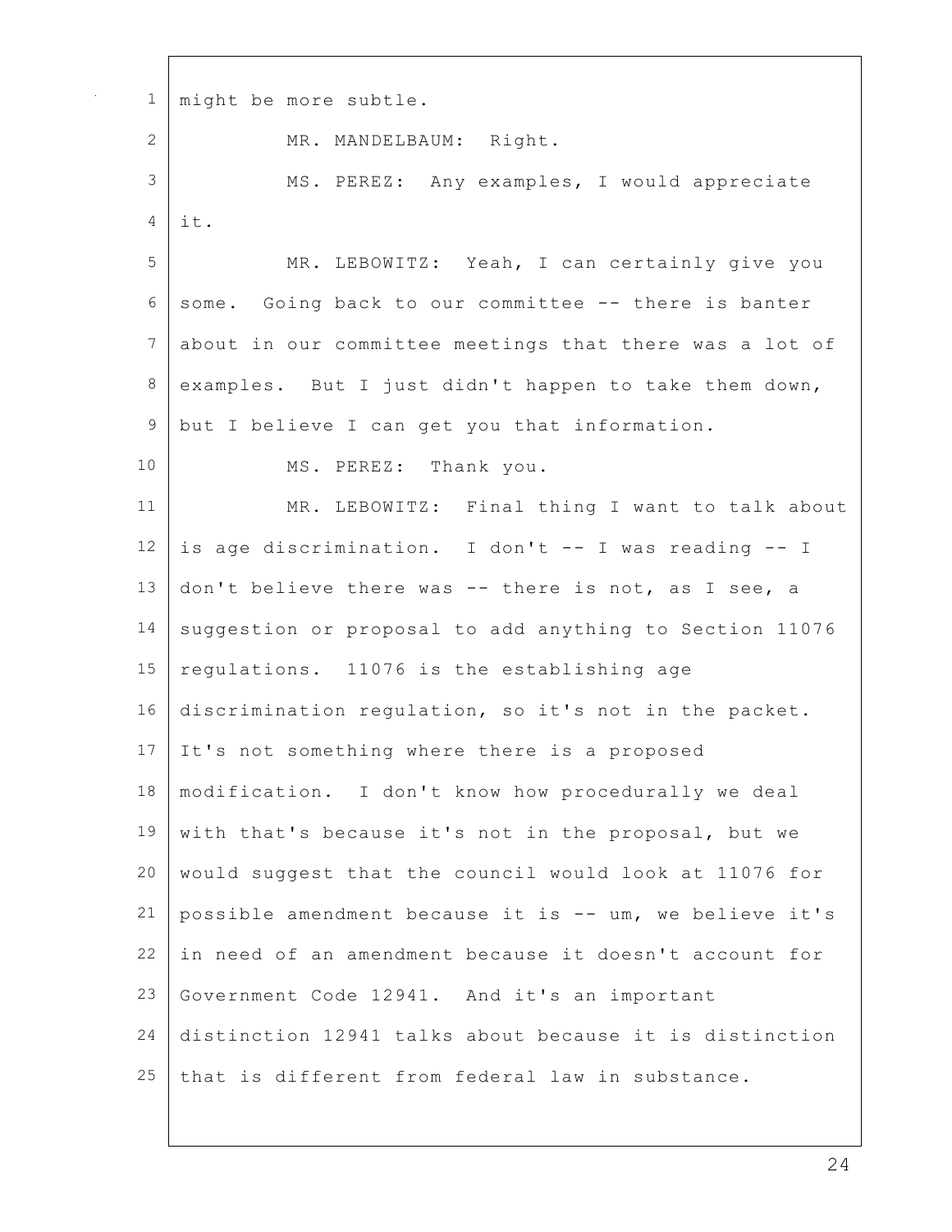might be more subtle.

MR. MANDELBAUM: Right.

MS. PEREZ: Any examples, I would appreciate it.

MR. LEBOWITZ: Yeah, I can certainly give you some. Going back to our committee -- there is banter about in our committee meetings that there was a lot of examples. But I just didn't happen to take them down, but I believe I can get you that information.

MS. PEREZ: Thank you.

MR. LEBOWITZ: Final thing I want to talk about is age discrimination. I don't -- I was reading -- I don't believe there was -- there is not, as I see, a suggestion or proposal to add anything to Section 11076 regulations. 11076 is the establishing age discrimination regulation, so it's not in the packet. It's not something where there is a proposed modification. I don't know how procedurally we deal with that's because it's not in the proposal, but we would suggest that the council would look at 11076 for possible amendment because it is -- um, we believe it's in need of an amendment because it doesn't account for Government Code 12941. And it's an important distinction 12941 talks about because it is distinction that is different from federal law in substance.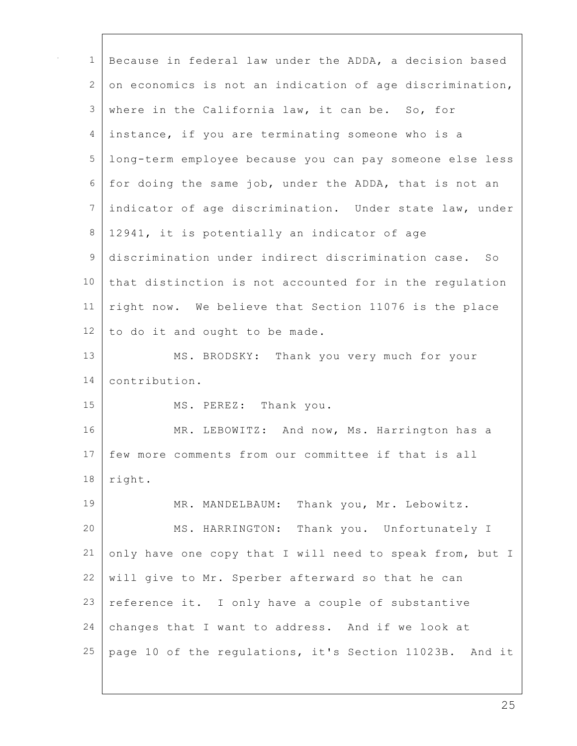Because in federal law under the ADDA, a decision based on economics is not an indication of age discrimination, where in the California law, it can be. So, for instance, if you are terminating someone who is a long-term employee because you can pay someone else less for doing the same job, under the ADDA, that is not an indicator of age discrimination. Under state law, under 12941, it is potentially an indicator of age discrimination under indirect discrimination case. So that distinction is not accounted for in the regulation right now. We believe that Section 11076 is the place to do it and ought to be made.

MS. BRODSKY: Thank you very much for your contribution.

MS. PEREZ: Thank you.

MR. LEBOWITZ: And now, Ms. Harrington has a few more comments from our committee if that is all right.

MR. MANDELBAUM: Thank you, Mr. Lebowitz.

MS. HARRINGTON: Thank you. Unfortunately I only have one copy that I will need to speak from, but I will give to Mr. Sperber afterward so that he can reference it. I only have a couple of substantive changes that I want to address. And if we look at page 10 of the regulations, it's Section 11023B. And it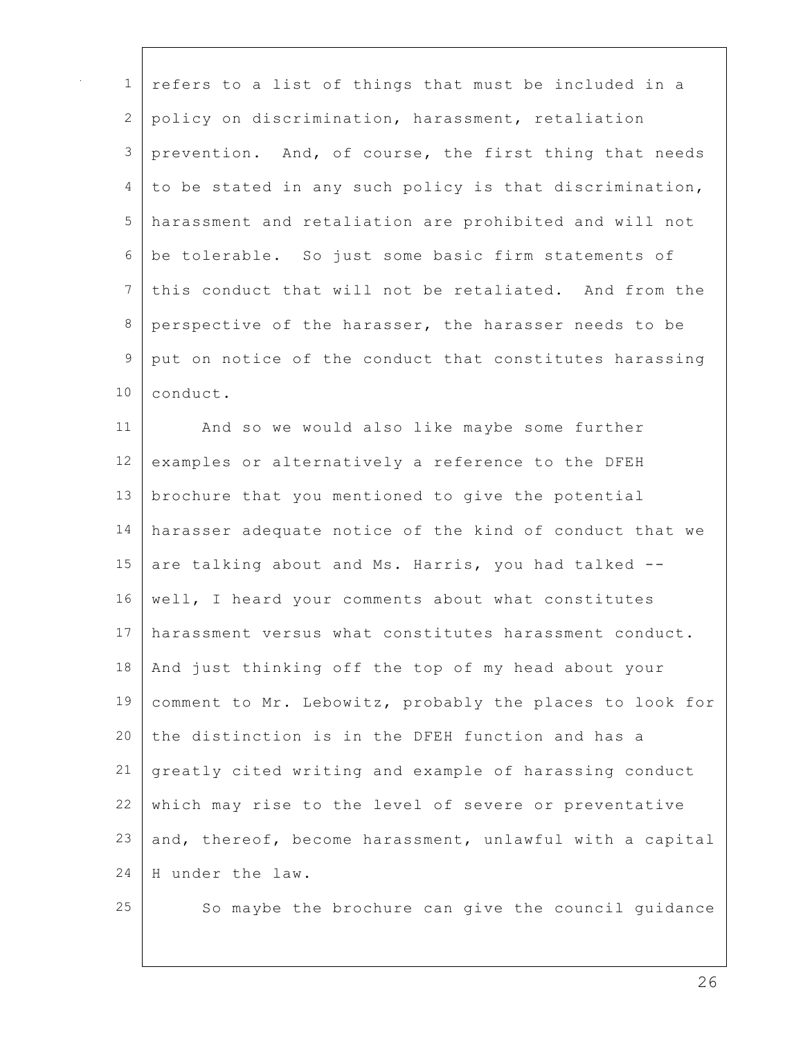refers to a list of things that must be included in a policy on discrimination, harassment, retaliation prevention. And, of course, the first thing that needs to be stated in any such policy is that discrimination, harassment and retaliation are prohibited and will not be tolerable. So just some basic firm statements of this conduct that will not be retaliated. And from the perspective of the harasser, the harasser needs to be put on notice of the conduct that constitutes harassing conduct.

And so we would also like maybe some further examples or alternatively a reference to the DFEH brochure that you mentioned to give the potential harasser adequate notice of the kind of conduct that we are talking about and Ms. Harris, you had talked -- well, I heard your comments about what constitutes harassment versus what constitutes harassment conduct. And just thinking off the top of my head about your comment to Mr. Lebowitz, probably the places to look for the distinction is in the DFEH function and has a greatly cited writing and example of harassing conduct which may rise to the level of severe or preventative and, thereof, become harassment, unlawful with a capital H under the law.

So maybe the brochure can give the council guidance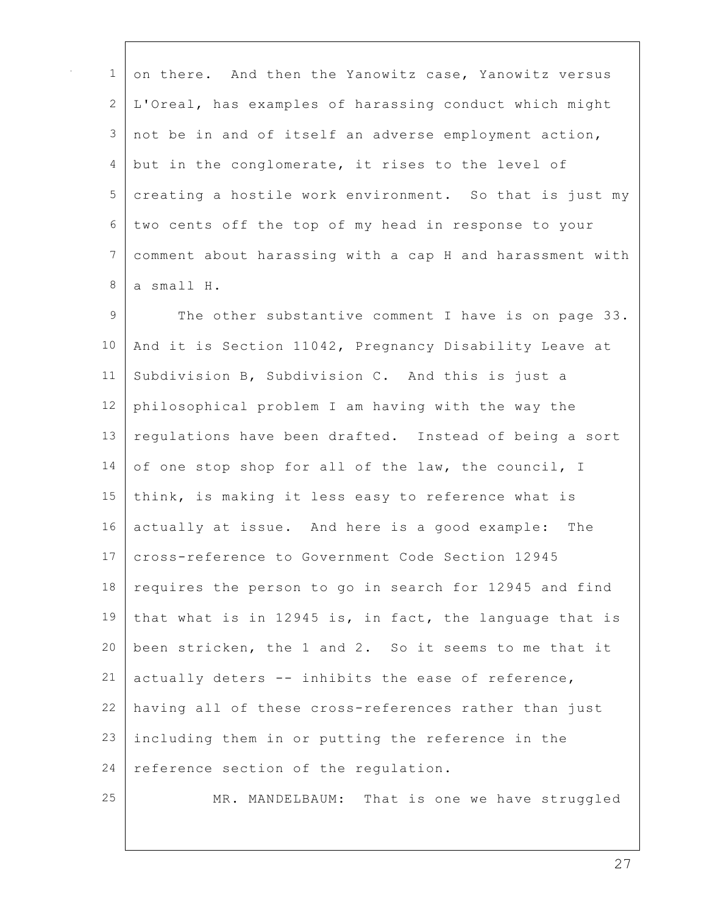on there. And then the Yanowitz case, Yanowitz versus L'Oreal, has examples of harassing conduct which might not be in and of itself an adverse employment action, but in the conglomerate, it rises to the level of creating a hostile work environment. So that is just my two cents off the top of my head in response to your comment about harassing with a cap H and harassment with a small H.

The other substantive comment I have is on page 33. And it is Section 11042, Pregnancy Disability Leave at Subdivision B, Subdivision C. And this is just a philosophical problem I am having with the way the regulations have been drafted. Instead of being a sort of one stop shop for all of the law, the council, I think, is making it less easy to reference what is actually at issue. And here is a good example: The cross-reference to Government Code Section 12945 requires the person to go in search for 12945 and find that what is in 12945 is, in fact, the language that is been stricken, the 1 and 2. So it seems to me that it actually deters -- inhibits the ease of reference, having all of these cross-references rather than just including them in or putting the reference in the reference section of the regulation.

MR. MANDELBAUM: That is one we have struggled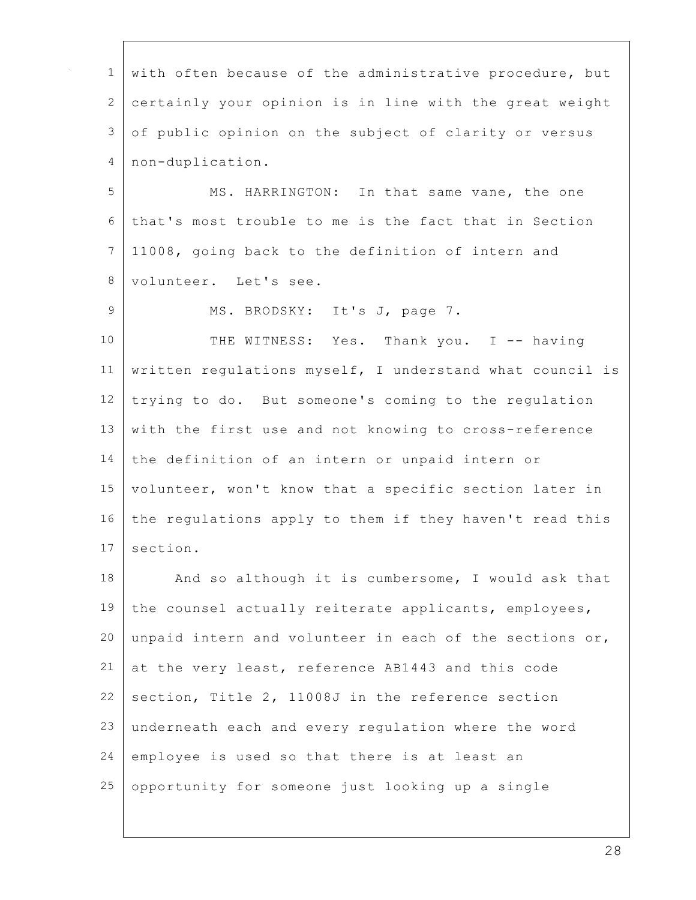1 with often because of the administrative procedure, but
2 certainly your opinion is in line with the great weight
3 of public opinion on the subject of clarity or versus
4 non-duplication.

5 MS. HARRINGTON: In that same vane, the one
6 that's most trouble to me is the fact that in Section
7 11008, going back to the definition of intern and
8 volunteer. Let's see.

9 MS. BRODSKY: It's J, page 7.

10 THE WITNESS: Yes. Thank you. I -- having
11 written regulations myself, I understand what council is
12 trying to do. But someone's coming to the regulation
13 with the first use and not knowing to cross-reference
14 the definition of an intern or unpaid intern or
15 volunteer, won't know that a specific section later in
16 the regulations apply to them if they haven't read this
17 section.

18 And so although it is cumbersome, I would ask that
19 the counsel actually reiterate applicants, employees,
20 unpaid intern and volunteer in each of the sections or,
21 at the very least, reference AB1443 and this code
22 section, Title 2, 11008J in the reference section
23 underneath each and every regulation where the word
24 employee is used so that there is at least an
25 opportunity for someone just looking up a single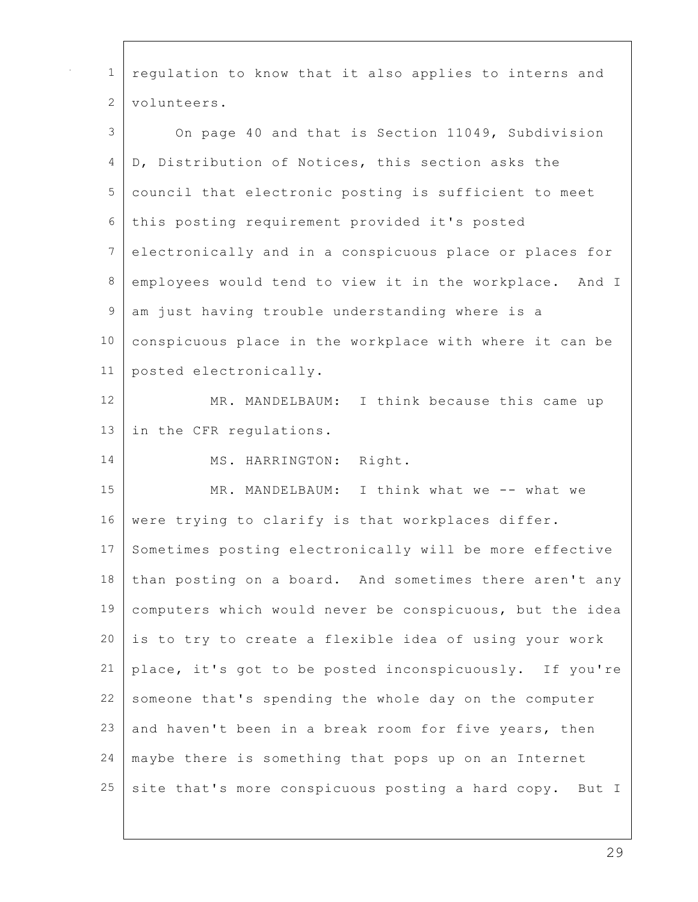regulation to know that it also applies to interns and volunteers.

On page 40 and that is Section 11049, Subdivision D, Distribution of Notices, this section asks the council that electronic posting is sufficient to meet this posting requirement provided it's posted electronically and in a conspicuous place or places for employees would tend to view it in the workplace. And I am just having trouble understanding where is a conspicuous place in the workplace with where it can be posted electronically.

MR. MANDELBAUM: I think because this came up in the CFR regulations.

MS. HARRINGTON: Right.

MR. MANDELBAUM: I think what we -- what we were trying to clarify is that workplaces differ. Sometimes posting electronically will be more effective than posting on a board. And sometimes there aren't any computers which would never be conspicuous, but the idea is to try to create a flexible idea of using your work place, it's got to be posted inconspicuously. If you're someone that's spending the whole day on the computer and haven't been in a break room for five years, then maybe there is something that pops up on an Internet site that's more conspicuous posting a hard copy. But I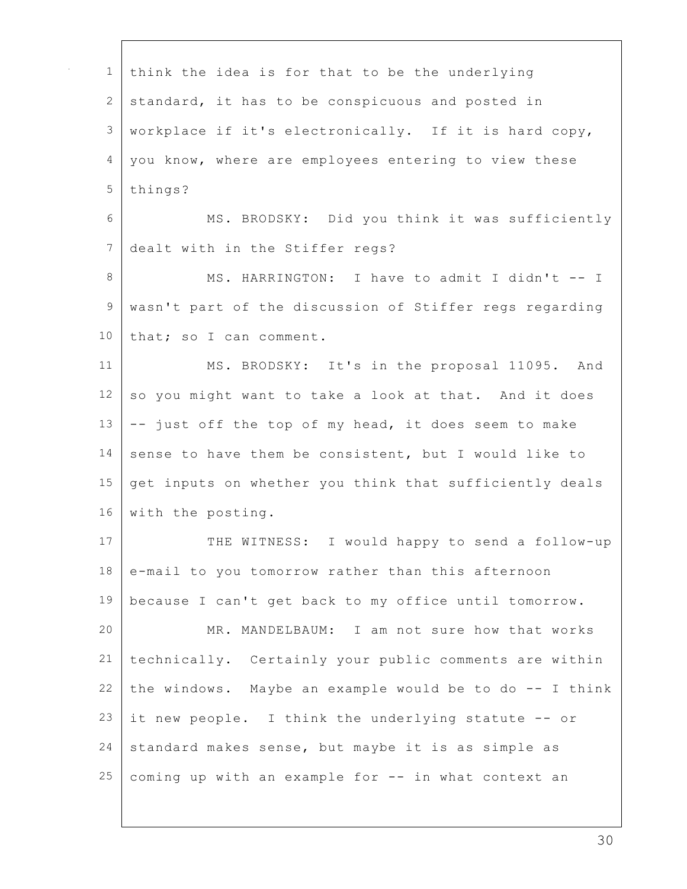1 think the idea is for that to be the underlying
2 standard, it has to be conspicuous and posted in
3 workplace if it's electronically. If it is hard copy,
4 you know, where are employees entering to view these
5 things?

6 MS. BRODSKY: Did you think it was sufficiently
7 dealt with in the Stiffer regs?

8 MS. HARRINGTON: I have to admit I didn't -- I
9 wasn't part of the discussion of Stiffer regs regarding
10 that; so I can comment.

11 MS. BRODSKY: It's in the proposal 11095. And
12 so you might want to take a look at that. And it does
13 -- just off the top of my head, it does seem to make
14 sense to have them be consistent, but I would like to
15 get inputs on whether you think that sufficiently deals
16 with the posting.

17 THE WITNESS: I would happy to send a follow-up
18 e-mail to you tomorrow rather than this afternoon
19 because I can't get back to my office until tomorrow.

20 MR. MANDELBAUM: I am not sure how that works
21 technically. Certainly your public comments are within
22 the windows. Maybe an example would be to do -- I think
23 it new people. I think the underlying statute -- or
24 standard makes sense, but maybe it is as simple as
25 coming up with an example for -- in what context an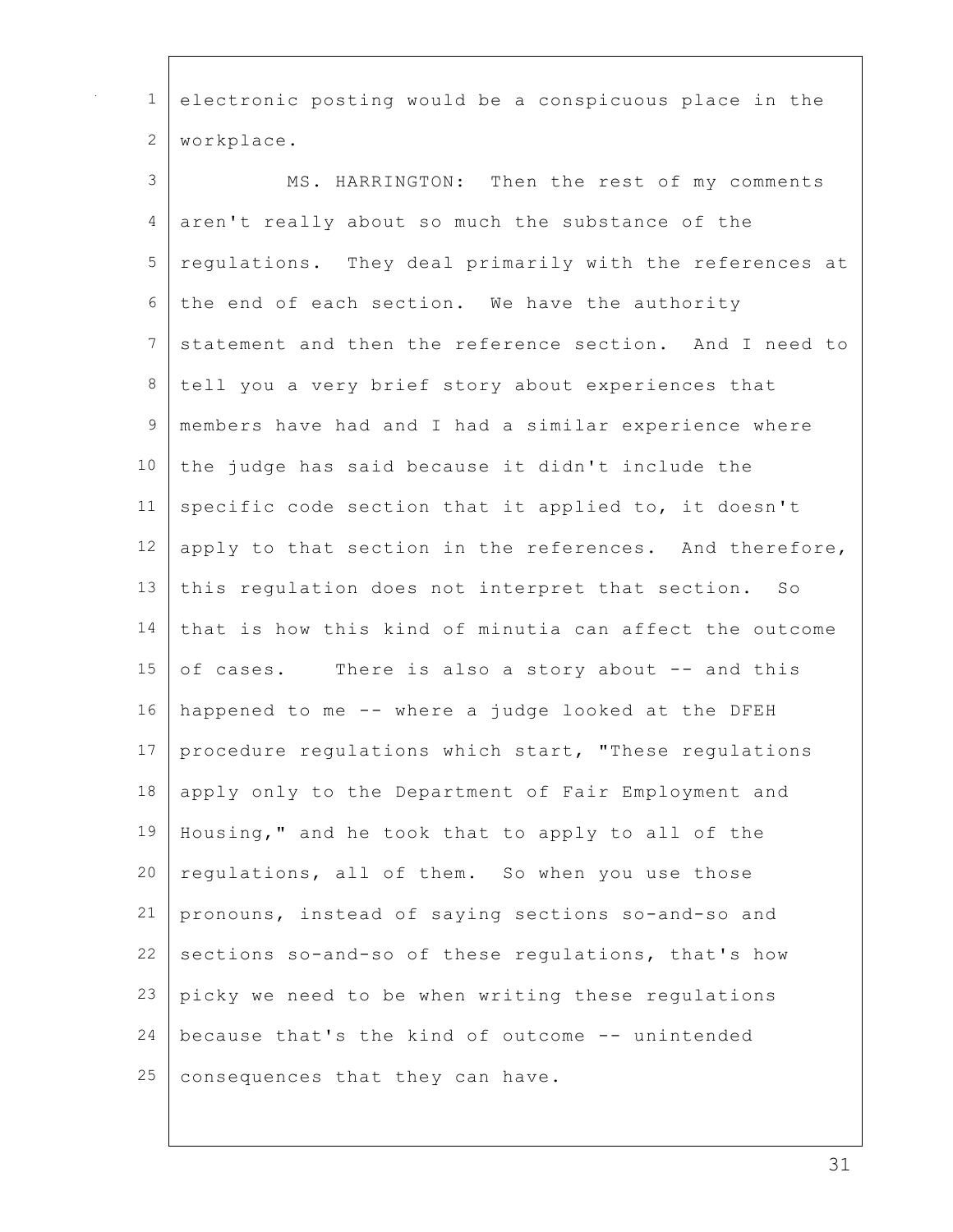electronic posting would be a conspicuous place in the workplace.

MS. HARRINGTON: Then the rest of my comments aren't really about so much the substance of the regulations. They deal primarily with the references at the end of each section. We have the authority statement and then the reference section. And I need to tell you a very brief story about experiences that members have had and I had a similar experience where the judge has said because it didn't include the specific code section that it applied to, it doesn't apply to that section in the references. And therefore, this regulation does not interpret that section. So that is how this kind of minutia can affect the outcome of cases. There is also a story about -- and this happened to me -- where a judge looked at the DFEH procedure regulations which start, "These regulations apply only to the Department of Fair Employment and Housing," and he took that to apply to all of the regulations, all of them. So when you use those pronouns, instead of saying sections so-and-so and sections so-and-so of these regulations, that's how picky we need to be when writing these regulations because that's the kind of outcome -- unintended consequences that they can have.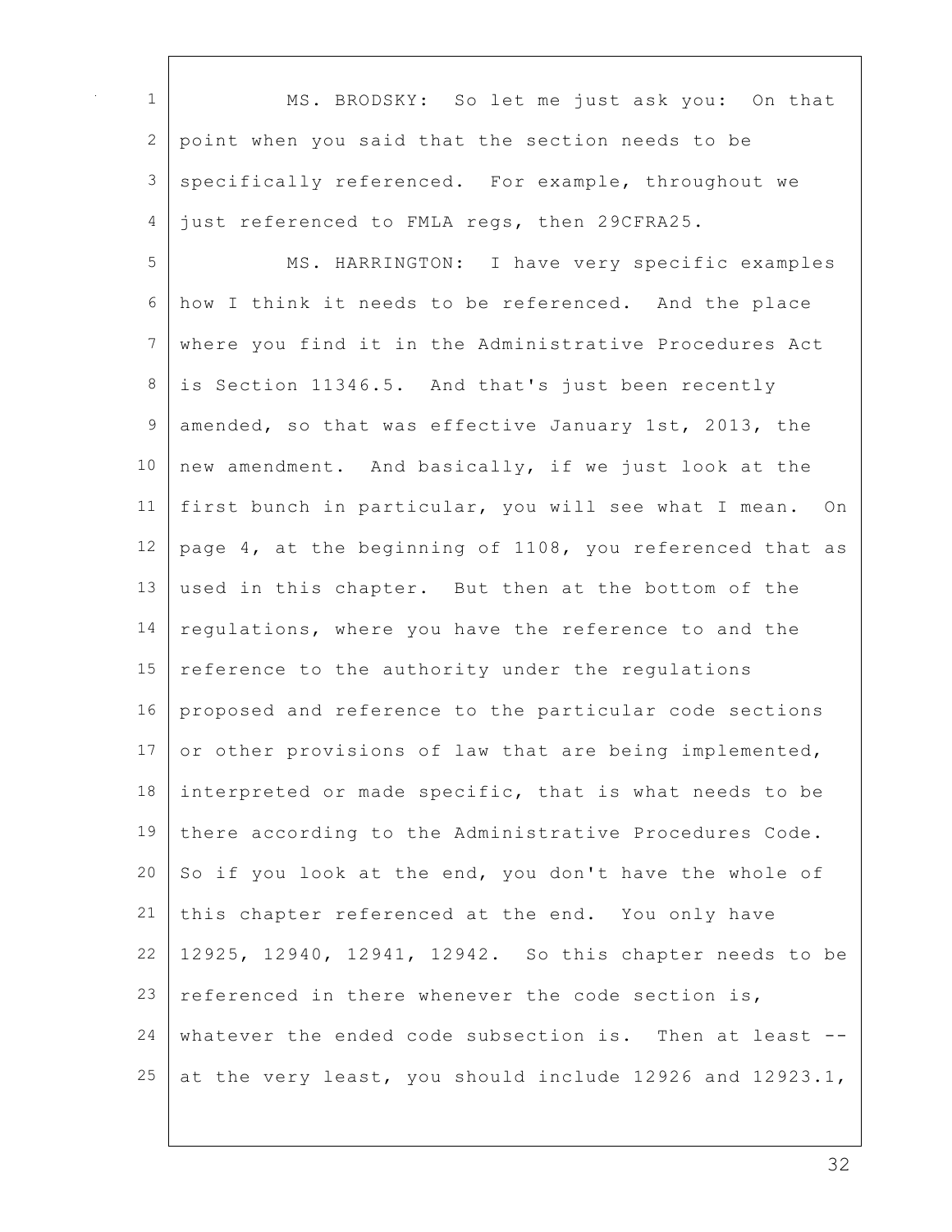MS. BRODSKY: So let me just ask you: On that point when you said that the section needs to be specifically referenced. For example, throughout we just referenced to FMLA regs, then 29CFRA25.

MS. HARRINGTON: I have very specific examples how I think it needs to be referenced. And the place where you find it in the Administrative Procedures Act is Section 11346.5. And that's just been recently amended, so that was effective January 1st, 2013, the new amendment. And basically, if we just look at the first bunch in particular, you will see what I mean. On page 4, at the beginning of 1108, you referenced that as used in this chapter. But then at the bottom of the regulations, where you have the reference to and the reference to the authority under the regulations proposed and reference to the particular code sections or other provisions of law that are being implemented, interpreted or made specific, that is what needs to be there according to the Administrative Procedures Code. So if you look at the end, you don't have the whole of this chapter referenced at the end. You only have 12925, 12940, 12941, 12942. So this chapter needs to be referenced in there whenever the code section is, whatever the ended code subsection is. Then at least -- at the very least, you should include 12926 and 12923.1,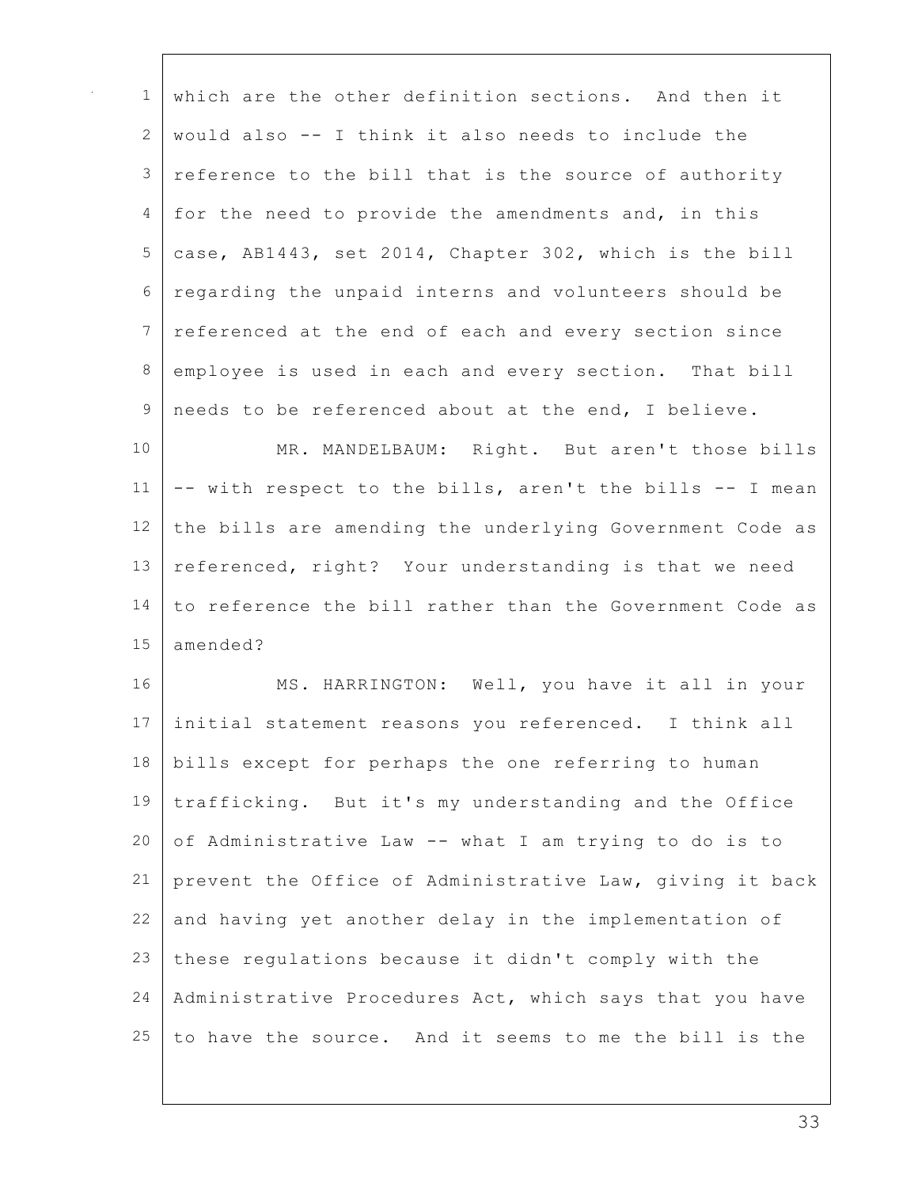which are the other definition sections. And then it would also -- I think it also needs to include the reference to the bill that is the source of authority for the need to provide the amendments and, in this case, AB1443, set 2014, Chapter 302, which is the bill regarding the unpaid interns and volunteers should be referenced at the end of each and every section since employee is used in each and every section. That bill needs to be referenced about at the end, I believe.

MR. MANDELBAUM: Right. But aren't those bills -- with respect to the bills, aren't the bills -- I mean the bills are amending the underlying Government Code as referenced, right? Your understanding is that we need to reference the bill rather than the Government Code as amended?

MS. HARRINGTON: Well, you have it all in your initial statement reasons you referenced. I think all bills except for perhaps the one referring to human trafficking. But it's my understanding and the Office of Administrative Law -- what I am trying to do is to prevent the Office of Administrative Law, giving it back and having yet another delay in the implementation of these regulations because it didn't comply with the Administrative Procedures Act, which says that you have to have the source. And it seems to me the bill is the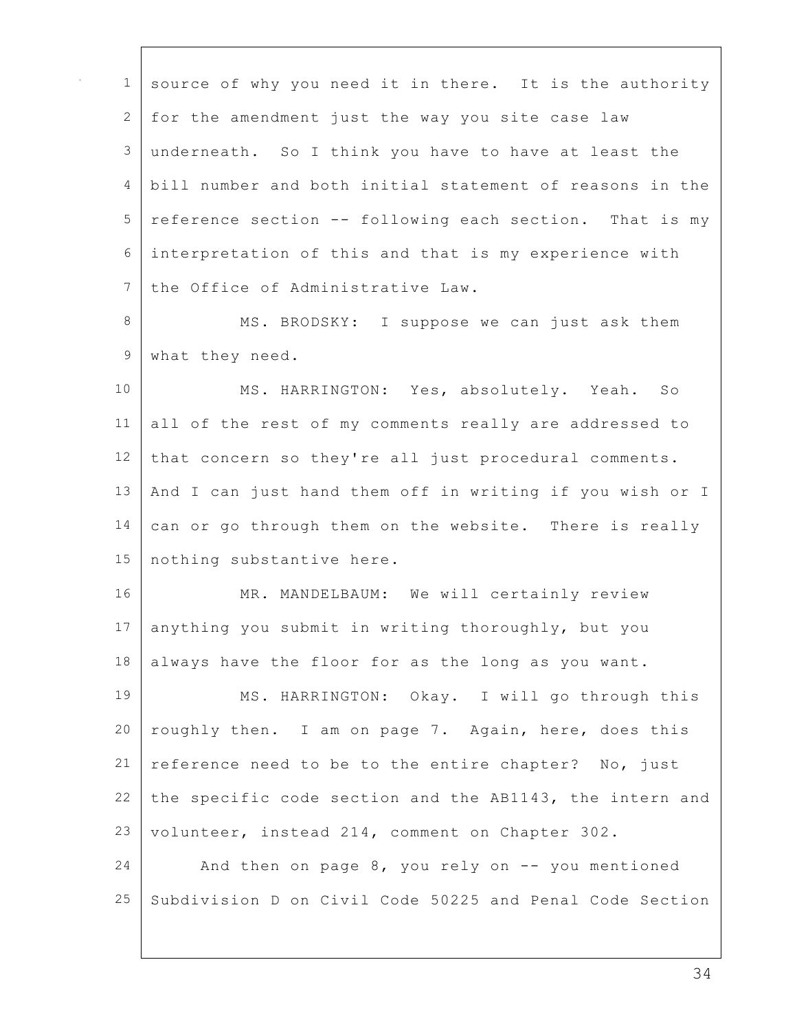source of why you need it in there. It is the authority for the amendment just the way you site case law underneath. So I think you have to have at least the bill number and both initial statement of reasons in the reference section -- following each section. That is my interpretation of this and that is my experience with the Office of Administrative Law.

MS. BRODSKY: I suppose we can just ask them what they need.

MS. HARRINGTON: Yes, absolutely. Yeah. So all of the rest of my comments really are addressed to that concern so they're all just procedural comments. And I can just hand them off in writing if you wish or I can or go through them on the website. There is really nothing substantive here.

MR. MANDELBAUM: We will certainly review anything you submit in writing thoroughly, but you always have the floor for as the long as you want.

MS. HARRINGTON: Okay. I will go through this roughly then. I am on page 7. Again, here, does this reference need to be to the entire chapter? No, just the specific code section and the AB1143, the intern and volunteer, instead 214, comment on Chapter 302.

And then on page 8, you rely on -- you mentioned Subdivision D on Civil Code 50225 and Penal Code Section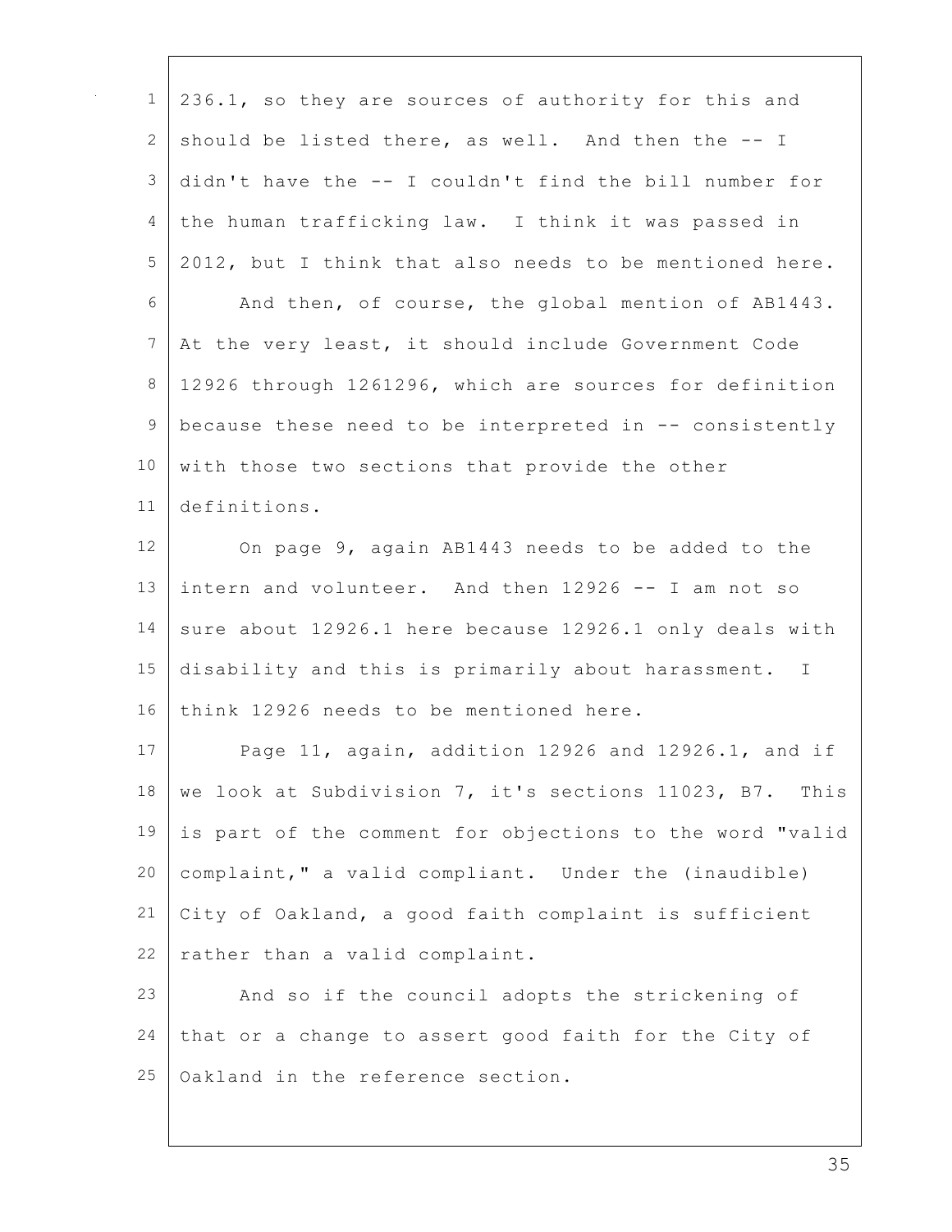236.1, so they are sources of authority for this and should be listed there, as well. And then the -- I didn't have the -- I couldn't find the bill number for the human trafficking law. I think it was passed in 2012, but I think that also needs to be mentioned here.

And then, of course, the global mention of AB1443. At the very least, it should include Government Code 12926 through 1261296, which are sources for definition because these need to be interpreted in -- consistently with those two sections that provide the other definitions.

On page 9, again AB1443 needs to be added to the intern and volunteer. And then 12926 -- I am not so sure about 12926.1 here because 12926.1 only deals with disability and this is primarily about harassment. I think 12926 needs to be mentioned here.

Page 11, again, addition 12926 and 12926.1, and if we look at Subdivision 7, it's sections 11023, B7. This is part of the comment for objections to the word "valid complaint," a valid compliant. Under the (inaudible) City of Oakland, a good faith complaint is sufficient rather than a valid complaint.

And so if the council adopts the strickening of that or a change to assert good faith for the City of Oakland in the reference section.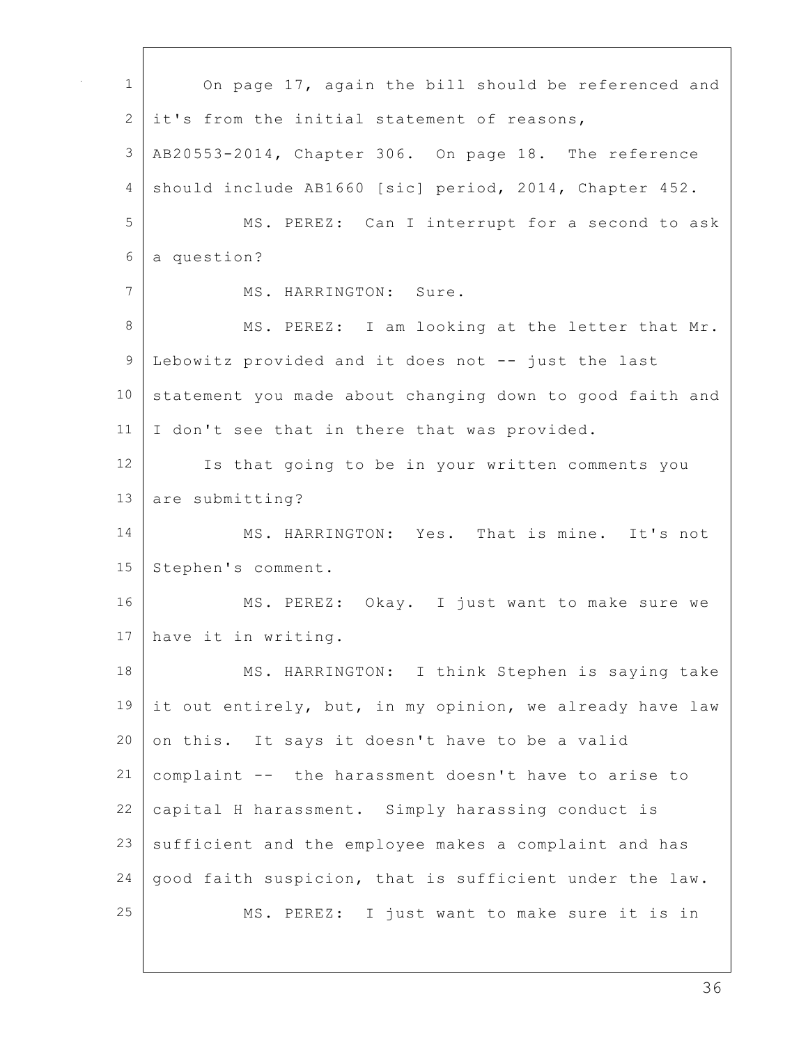On page 17, again the bill should be referenced and it's from the initial statement of reasons, AB20553-2014, Chapter 306. On page 18. The reference should include AB1660 [sic] period, 2014, Chapter 452.

MS. PEREZ: Can I interrupt for a second to ask a question?

MS. HARRINGTON: Sure.

MS. PEREZ: I am looking at the letter that Mr. Lebowitz provided and it does not -- just the last statement you made about changing down to good faith and I don't see that in there that was provided.

Is that going to be in your written comments you are submitting?

MS. HARRINGTON: Yes. That is mine. It's not Stephen's comment.

MS. PEREZ: Okay. I just want to make sure we have it in writing.

MS. HARRINGTON: I think Stephen is saying take it out entirely, but, in my opinion, we already have law on this. It says it doesn't have to be a valid complaint -- the harassment doesn't have to arise to capital H harassment. Simply harassing conduct is sufficient and the employee makes a complaint and has good faith suspicion, that is sufficient under the law.

MS. PEREZ: I just want to make sure it is in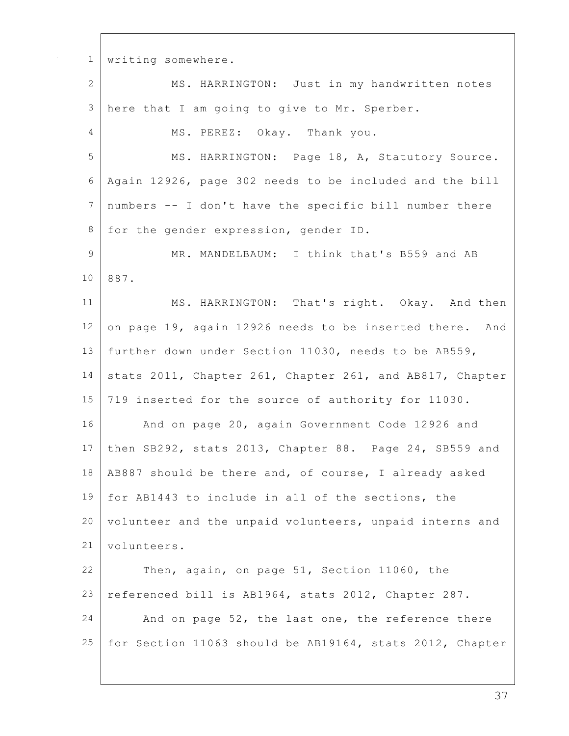writing somewhere.

MS. HARRINGTON: Just in my handwritten notes here that I am going to give to Mr. Sperber.

MS. PEREZ: Okay. Thank you.

MS. HARRINGTON: Page 18, A, Statutory Source. Again 12926, page 302 needs to be included and the bill numbers -- I don't have the specific bill number there for the gender expression, gender ID.

MR. MANDELBAUM: I think that's B559 and AB 887.

MS. HARRINGTON: That's right. Okay. And then on page 19, again 12926 needs to be inserted there. And further down under Section 11030, needs to be AB559, stats 2011, Chapter 261, Chapter 261, and AB817, Chapter 719 inserted for the source of authority for 11030.

And on page 20, again Government Code 12926 and then SB292, stats 2013, Chapter 88. Page 24, SB559 and AB887 should be there and, of course, I already asked for AB1443 to include in all of the sections, the volunteer and the unpaid volunteers, unpaid interns and volunteers.

Then, again, on page 51, Section 11060, the referenced bill is AB1964, stats 2012, Chapter 287.

And on page 52, the last one, the reference there for Section 11063 should be AB19164, stats 2012, Chapter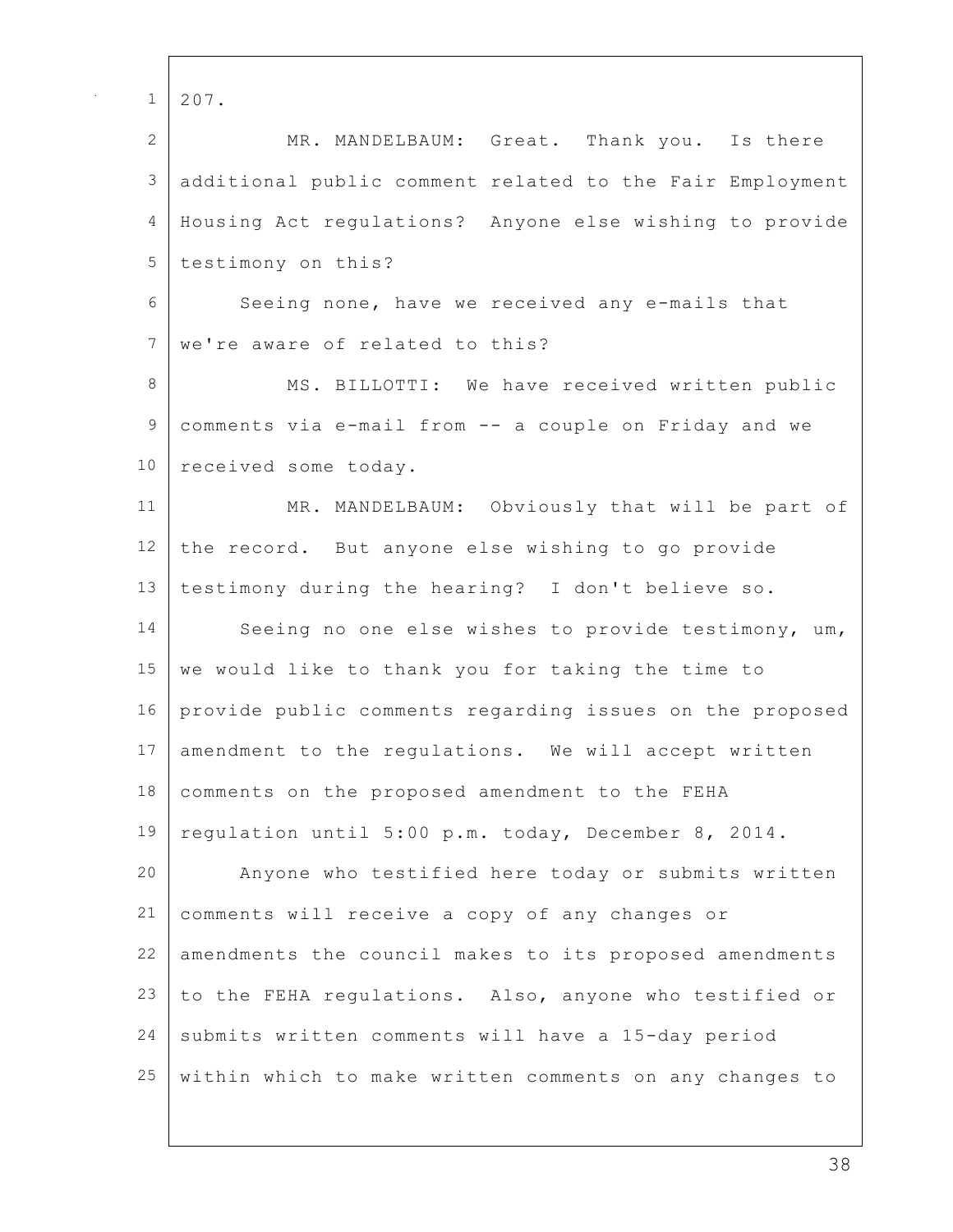207.

MR. MANDELBAUM: Great. Thank you. Is there additional public comment related to the Fair Employment Housing Act regulations? Anyone else wishing to provide testimony on this?

Seeing none, have we received any e-mails that we're aware of related to this?

MS. BILLOTTI: We have received written public comments via e-mail from -- a couple on Friday and we received some today.

MR. MANDELBAUM: Obviously that will be part of the record. But anyone else wishing to go provide testimony during the hearing? I don't believe so.

Seeing no one else wishes to provide testimony, um, we would like to thank you for taking the time to provide public comments regarding issues on the proposed amendment to the regulations. We will accept written comments on the proposed amendment to the FEHA regulation until 5:00 p.m. today, December 8, 2014.

Anyone who testified here today or submits written comments will receive a copy of any changes or amendments the council makes to its proposed amendments to the FEHA regulations. Also, anyone who testified or submits written comments will have a 15-day period within which to make written comments on any changes to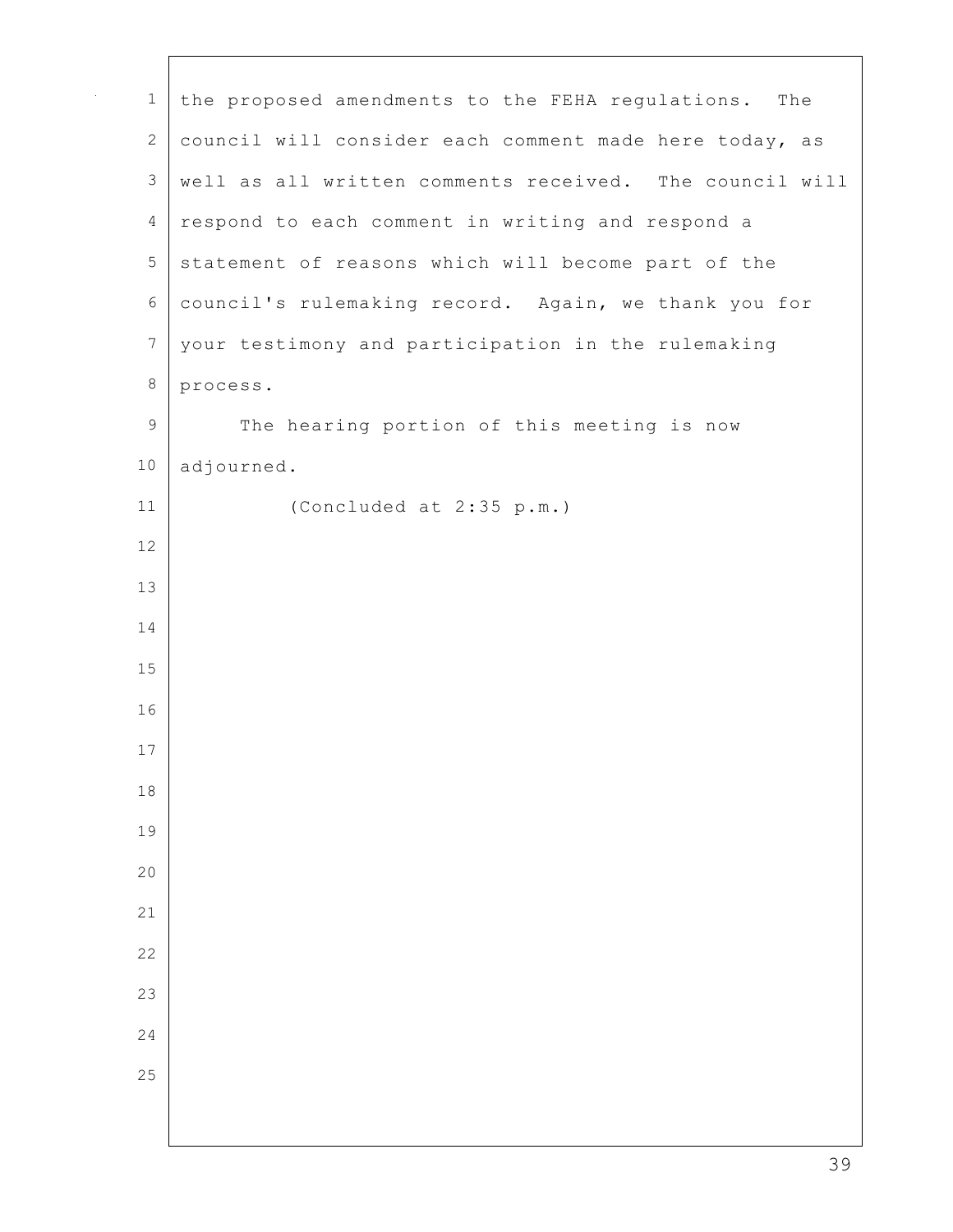the proposed amendments to the FEHA regulations. The council will consider each comment made here today, as well as all written comments received. The council will respond to each comment in writing and respond a statement of reasons which will become part of the council's rulemaking record. Again, we thank you for your testimony and participation in the rulemaking process.

The hearing portion of this meeting is now adjourned.

(Concluded at 2:35 p.m.)